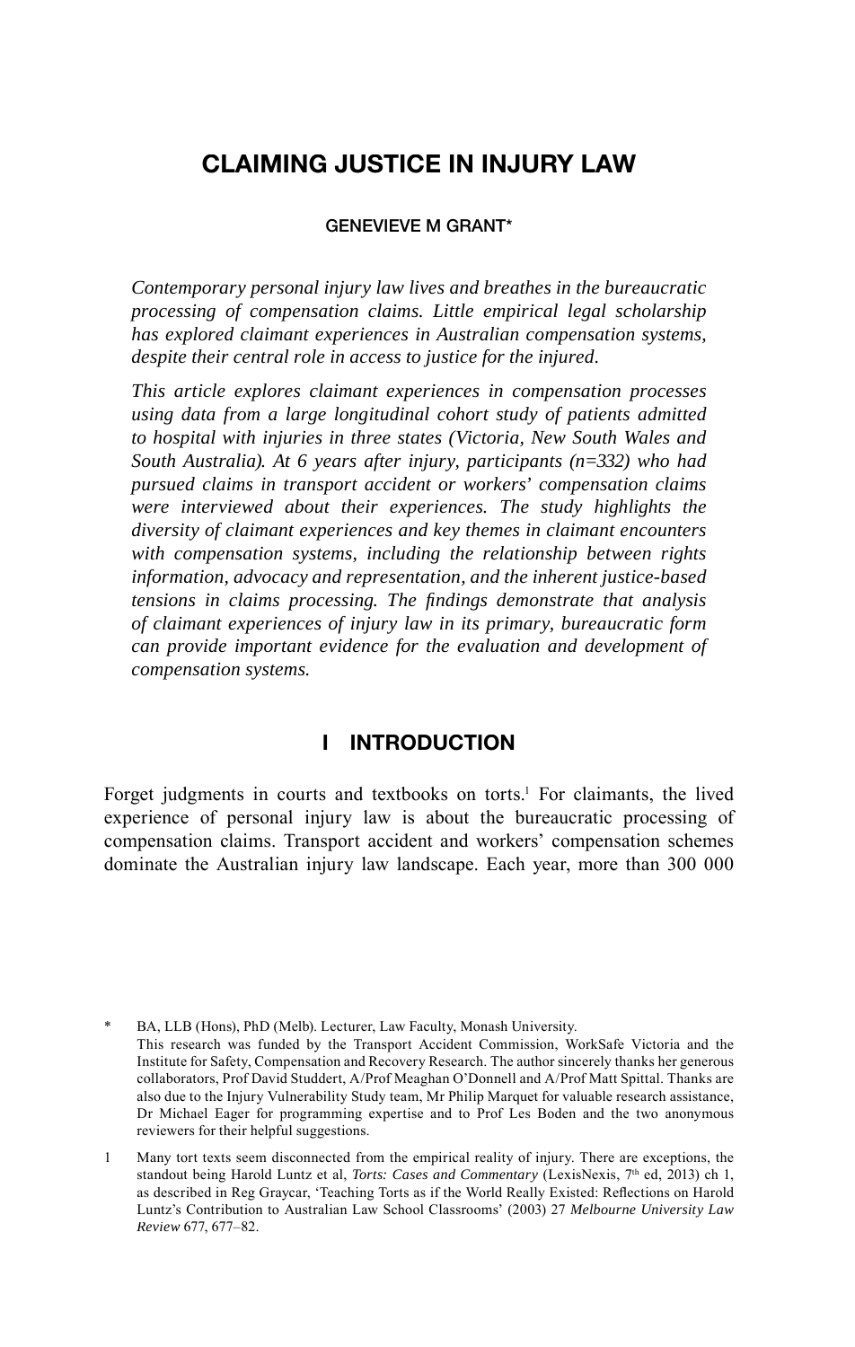# CLAIMING JUSTICE IN INJURY LAW

GENEVIEVE M GRANT*

*Contemporary personal injury law lives and breathes in the bureaucratic processing of compensation claims. Little empirical legal scholarship has explored claimant experiences in Australian compensation systems, despite their central role in access to justice for the injured.*

*This article explores claimant experiences in compensation processes using data from a large longitudinal cohort study of patients admitted to hospital with injuries in three states (Victoria, New South Wales and South Australia). At 6 years after injury, participants (n=332) who had pursued claims in transport accident or workers' compensation claims were interviewed about their experiences. The study highlights the diversity of claimant experiences and key themes in claimant encounters with compensation systems, including the relationship between rights information, advocacy and representation, and the inherent justice-based tensions in claims processing. The findings demonstrate that analysis of claimant experiences of injury law in its primary, bureaucratic form can provide important evidence for the evaluation and development of compensation systems.*

## I INTRODUCTION

Forget judgments in courts and textbooks on torts.[1] For claimants, the lived experience of personal injury law is about the bureaucratic processing of compensation claims. Transport accident and workers' compensation schemes dominate the Australian injury law landscape. Each year, more than 300 000

---

\* BA, LLB (Hons), PhD (Melb). Lecturer, Law Faculty, Monash University. This research was funded by the Transport Accident Commission, WorkSafe Victoria and the Institute for Safety, Compensation and Recovery Research. The author sincerely thanks her generous collaborators, Prof David Studdert, A/Prof Meaghan O'Donnell and A/Prof Matt Spittal. Thanks are also due to the Injury Vulnerability Study team, Mr Philip Marquet for valuable research assistance, Dr Michael Eager for programming expertise and to Prof Les Boden and the two anonymous reviewers for their helpful suggestions.

1 Many tort texts seem disconnected from the empirical reality of injury. There are exceptions, the standout being Harold Luntz et al, *Torts: Cases and Commentary* (LexisNexis, 7th ed, 2013) ch 1, as described in Reg Graycar, 'Teaching Torts as if the World Really Existed: Reflections on Harold Luntz's Contribution to Australian Law School Classrooms' (2003) 27 *Melbourne University Law Review* 677, 677–82.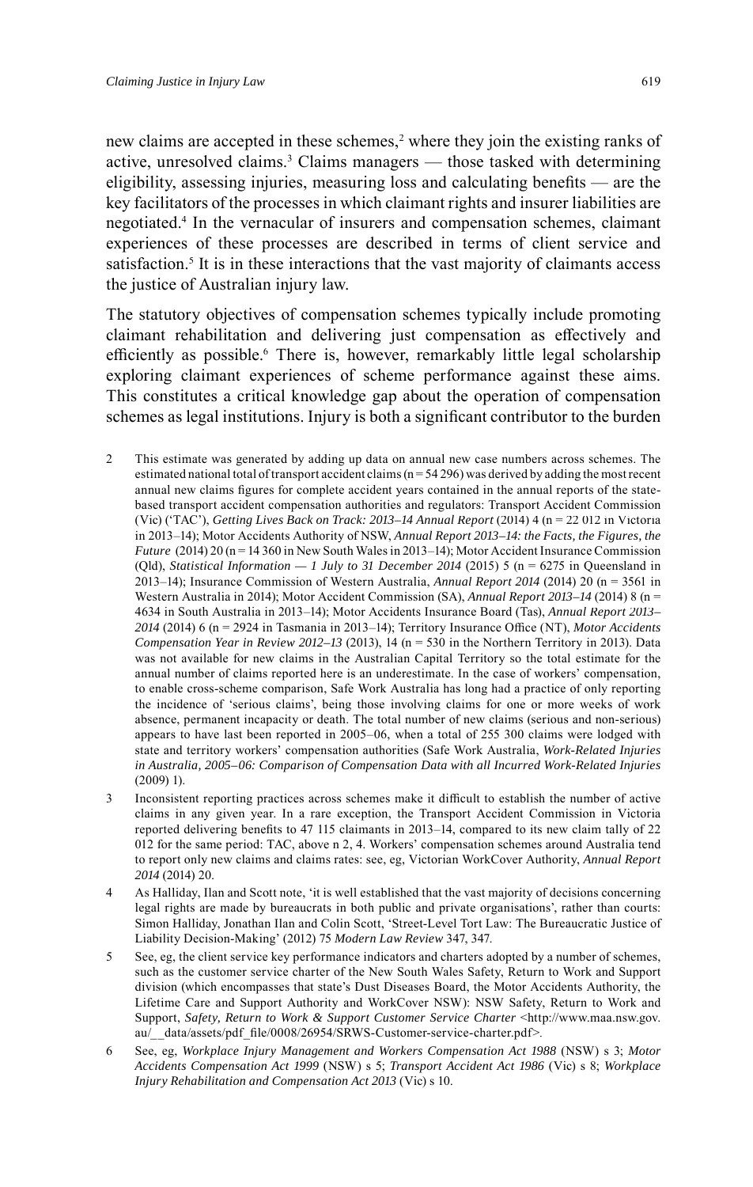new claims are accepted in these schemes,[2] where they join the existing ranks of active, unresolved claims.[3] Claims managers — those tasked with determining eligibility, assessing injuries, measuring loss and calculating benefits — are the key facilitators of the processes in which claimant rights and insurer liabilities are negotiated.[4] In the vernacular of insurers and compensation schemes, claimant experiences of these processes are described in terms of client service and satisfaction.[5] It is in these interactions that the vast majority of claimants access the justice of Australian injury law.

The statutory objectives of compensation schemes typically include promoting claimant rehabilitation and delivering just compensation as effectively and efficiently as possible.[6] There is, however, remarkably little legal scholarship exploring claimant experiences of scheme performance against these aims. This constitutes a critical knowledge gap about the operation of compensation schemes as legal institutions. Injury is both a significant contributor to the burden

2 This estimate was generated by adding up data on annual new case numbers across schemes. The estimated national total of transport accident claims (n = 54 296) was derived by adding the most recent annual new claims figures for complete accident years contained in the annual reports of the state-based transport accident compensation authorities and regulators: Transport Accident Commission (Vic) ('TAC'), *Getting Lives Back on Track: 2013–14 Annual Report* (2014) 4 (n = 22 012 in Victoria in 2013–14); Motor Accidents Authority of NSW, *Annual Report 2013–14: the Facts, the Figures, the Future* (2014) 20 (n = 14 360 in New South Wales in 2013–14); Motor Accident Insurance Commission (Qld), *Statistical Information — 1 July to 31 December 2014* (2015) 5 (n = 6275 in Queensland in 2013–14); Insurance Commission of Western Australia, *Annual Report 2014* (2014) 20 (n = 3561 in Western Australia in 2014); Motor Accident Commission (SA), *Annual Report 2013–14* (2014) 8 (n = 4634 in South Australia in 2013–14); Motor Accidents Insurance Board (Tas), *Annual Report 2013–2014* (2014) 6 (n = 2924 in Tasmania in 2013–14); Territory Insurance Office (NT), *Motor Accidents Compensation Year in Review 2012–13* (2013), 14 (n = 530 in the Northern Territory in 2013). Data was not available for new claims in the Australian Capital Territory so the total estimate for the annual number of claims reported here is an underestimate. In the case of workers' compensation, to enable cross-scheme comparison, Safe Work Australia has long had a practice of only reporting the incidence of 'serious claims', being those involving claims for one or more weeks of work absence, permanent incapacity or death. The total number of new claims (serious and non-serious) appears to have last been reported in 2005–06, when a total of 255 300 claims were lodged with state and territory workers' compensation authorities (Safe Work Australia, *Work-Related Injuries in Australia, 2005–06: Comparison of Compensation Data with all Incurred Work-Related Injuries* (2009) 1).

3 Inconsistent reporting practices across schemes make it difficult to establish the number of active claims in any given year. In a rare exception, the Transport Accident Commission in Victoria reported delivering benefits to 47 115 claimants in 2013–14, compared to its new claim tally of 22 012 for the same period: TAC, above n 2, 4. Workers' compensation schemes around Australia tend to report only new claims and claims rates: see, eg, Victorian WorkCover Authority, *Annual Report 2014* (2014) 20.

4 As Halliday, Ilan and Scott note, 'it is well established that the vast majority of decisions concerning legal rights are made by bureaucrats in both public and private organisations', rather than courts: Simon Halliday, Jonathan Ilan and Colin Scott, 'Street-Level Tort Law: The Bureaucratic Justice of Liability Decision-Making' (2012) 75 *Modern Law Review* 347, 347.

5 See, eg, the client service key performance indicators and charters adopted by a number of schemes, such as the customer service charter of the New South Wales Safety, Return to Work and Support division (which encompasses that state's Dust Diseases Board, the Motor Accidents Authority, the Lifetime Care and Support Authority and WorkCover NSW): NSW Safety, Return to Work and Support, *Safety, Return to Work & Support Customer Service Charter* <http://www.maa.nsw.gov.au/__data/assets/pdf_file/0008/26954/SRWS-Customer-service-charter.pdf>.

6 See, eg, *Workplace Injury Management and Workers Compensation Act 1988* (NSW) s 3; *Motor Accidents Compensation Act 1999* (NSW) s 5; *Transport Accident Act 1986* (Vic) s 8; *Workplace Injury Rehabilitation and Compensation Act 2013* (Vic) s 10.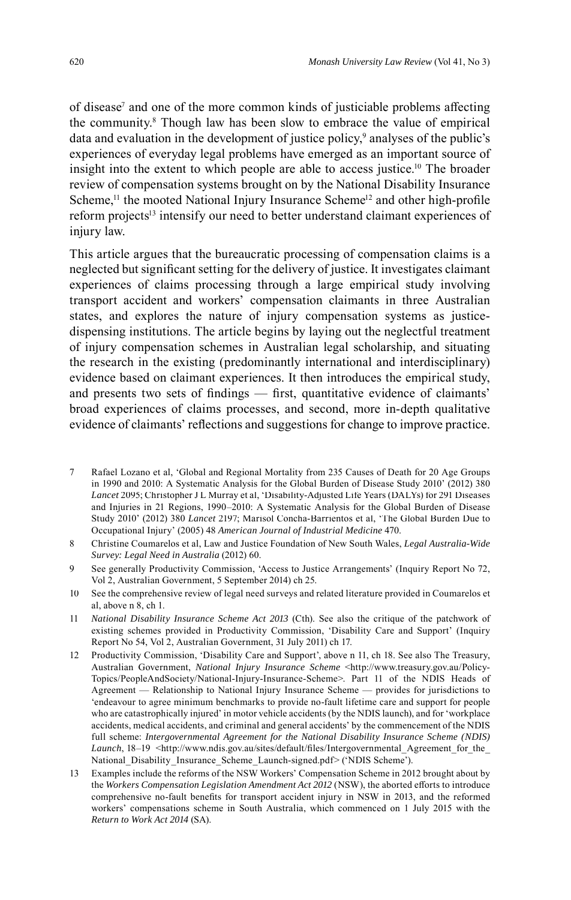of disease[7] and one of the more common kinds of justiciable problems affecting the community.[8] Though law has been slow to embrace the value of empirical data and evaluation in the development of justice policy,[9] analyses of the public's experiences of everyday legal problems have emerged as an important source of insight into the extent to which people are able to access justice.[10] The broader review of compensation systems brought on by the National Disability Insurance Scheme,[11] the mooted National Injury Insurance Scheme[12] and other high-profile reform projects[13] intensify our need to better understand claimant experiences of injury law.

This article argues that the bureaucratic processing of compensation claims is a neglected but significant setting for the delivery of justice. It investigates claimant experiences of claims processing through a large empirical study involving transport accident and workers' compensation claimants in three Australian states, and explores the nature of injury compensation systems as justice-dispensing institutions. The article begins by laying out the neglectful treatment of injury compensation schemes in Australian legal scholarship, and situating the research in the existing (predominantly international and interdisciplinary) evidence based on claimant experiences. It then introduces the empirical study, and presents two sets of findings — first, quantitative evidence of claimants' broad experiences of claims processes, and second, more in-depth qualitative evidence of claimants' reflections and suggestions for change to improve practice.

7 Rafael Lozano et al, 'Global and Regional Mortality from 235 Causes of Death for 20 Age Groups in 1990 and 2010: A Systematic Analysis for the Global Burden of Disease Study 2010' (2012) 380 *Lancet* 2095; Christopher J L Murray et al, 'Disability-Adjusted Life Years (DALYs) for 291 Diseases and Injuries in 21 Regions, 1990–2010: A Systematic Analysis for the Global Burden of Disease Study 2010' (2012) 380 *Lancet* 2197; Marisol Concha-Barrientos et al, 'The Global Burden Due to Occupational Injury' (2005) 48 *American Journal of Industrial Medicine* 470.

8 Christine Coumarelos et al, Law and Justice Foundation of New South Wales, *Legal Australia-Wide Survey: Legal Need in Australia* (2012) 60.

9 See generally Productivity Commission, 'Access to Justice Arrangements' (Inquiry Report No 72, Vol 2, Australian Government, 5 September 2014) ch 25.

10 See the comprehensive review of legal need surveys and related literature provided in Coumarelos et al, above n 8, ch 1.

11 *National Disability Insurance Scheme Act 2013* (Cth). See also the critique of the patchwork of existing schemes provided in Productivity Commission, 'Disability Care and Support' (Inquiry Report No 54, Vol 2, Australian Government, 31 July 2011) ch 17.

12 Productivity Commission, 'Disability Care and Support', above n 11, ch 18. See also The Treasury, Australian Government, *National Injury Insurance Scheme* <http://www.treasury.gov.au/Policy-Topics/PeopleAndSociety/National-Injury-Insurance-Scheme>. Part 11 of the NDIS Heads of Agreement — Relationship to National Injury Insurance Scheme — provides for jurisdictions to 'endeavour to agree minimum benchmarks to provide no-fault lifetime care and support for people who are catastrophically injured' in motor vehicle accidents (by the NDIS launch), and for 'workplace accidents, medical accidents, and criminal and general accidents' by the commencement of the NDIS full scheme: *Intergovernmental Agreement for the National Disability Insurance Scheme (NDIS) Launch*, 18–19 <http://www.ndis.gov.au/sites/default/files/Intergovernmental_Agreement_for_the_National_Disability_Insurance_Scheme_Launch-signed.pdf> ('NDIS Scheme').

13 Examples include the reforms of the NSW Workers' Compensation Scheme in 2012 brought about by the *Workers Compensation Legislation Amendment Act 2012* (NSW), the aborted efforts to introduce comprehensive no-fault benefits for transport accident injury in NSW in 2013, and the reformed workers' compensations scheme in South Australia, which commenced on 1 July 2015 with the *Return to Work Act 2014* (SA).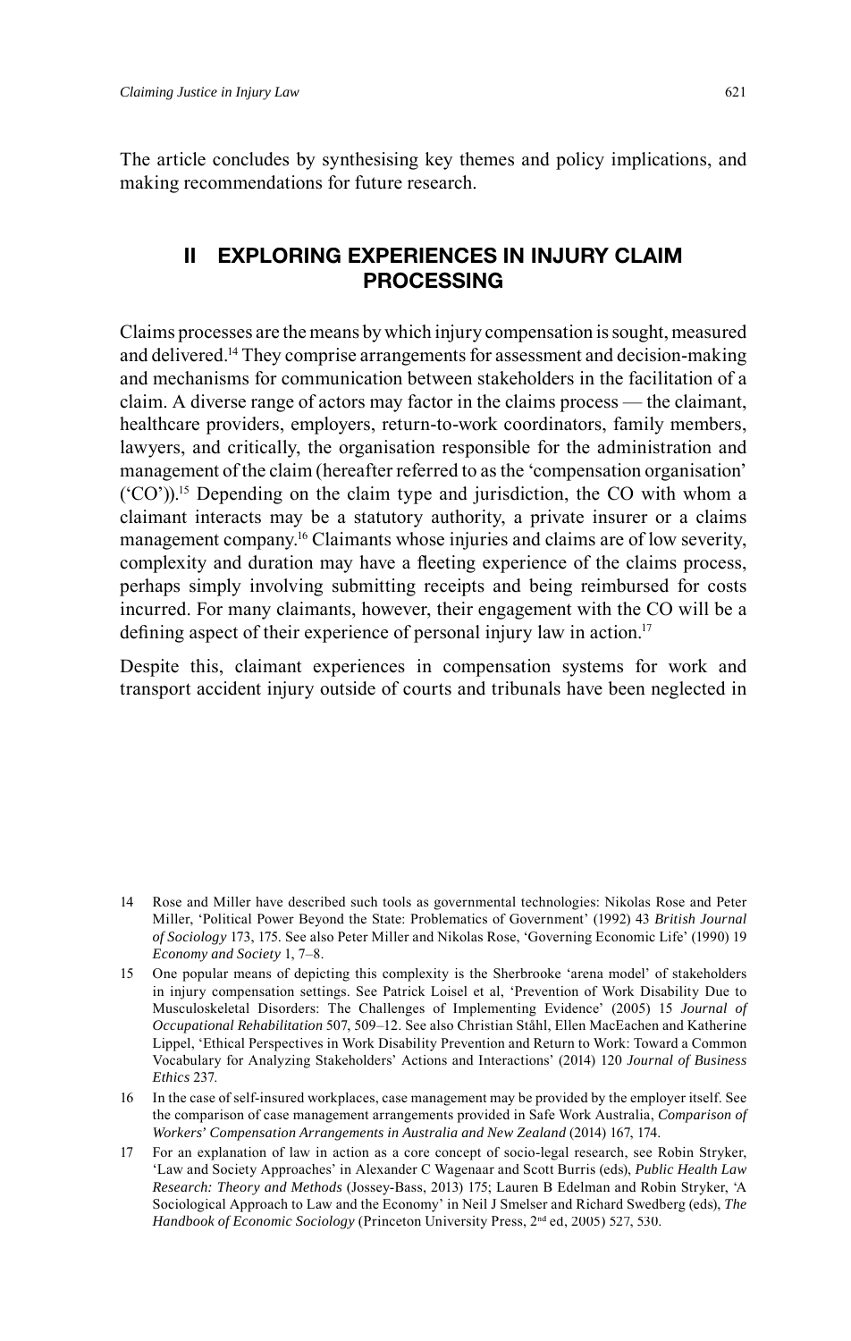The article concludes by synthesising key themes and policy implications, and making recommendations for future research.

## II EXPLORING EXPERIENCES IN INJURY CLAIM PROCESSING

Claims processes are the means by which injury compensation is sought, measured and delivered.[14] They comprise arrangements for assessment and decision-making and mechanisms for communication between stakeholders in the facilitation of a claim. A diverse range of actors may factor in the claims process — the claimant, healthcare providers, employers, return-to-work coordinators, family members, lawyers, and critically, the organisation responsible for the administration and management of the claim (hereafter referred to as the 'compensation organisation' ('CO')).[15] Depending on the claim type and jurisdiction, the CO with whom a claimant interacts may be a statutory authority, a private insurer or a claims management company.[16] Claimants whose injuries and claims are of low severity, complexity and duration may have a fleeting experience of the claims process, perhaps simply involving submitting receipts and being reimbursed for costs incurred. For many claimants, however, their engagement with the CO will be a defining aspect of their experience of personal injury law in action.[17]

Despite this, claimant experiences in compensation systems for work and transport accident injury outside of courts and tribunals have been neglected in

---

14 Rose and Miller have described such tools as governmental technologies: Nikolas Rose and Peter Miller, 'Political Power Beyond the State: Problematics of Government' (1992) 43 *British Journal of Sociology* 173, 175. See also Peter Miller and Nikolas Rose, 'Governing Economic Life' (1990) 19 *Economy and Society* 1, 7–8.

15 One popular means of depicting this complexity is the Sherbrooke 'arena model' of stakeholders in injury compensation settings. See Patrick Loisel et al, 'Prevention of Work Disability Due to Musculoskeletal Disorders: The Challenges of Implementing Evidence' (2005) 15 *Journal of Occupational Rehabilitation* 507, 509–12. See also Christian Ståhl, Ellen MacEachen and Katherine Lippel, 'Ethical Perspectives in Work Disability Prevention and Return to Work: Toward a Common Vocabulary for Analyzing Stakeholders' Actions and Interactions' (2014) 120 *Journal of Business Ethics* 237.

16 In the case of self-insured workplaces, case management may be provided by the employer itself. See the comparison of case management arrangements provided in Safe Work Australia, *Comparison of Workers' Compensation Arrangements in Australia and New Zealand* (2014) 167, 174.

17 For an explanation of law in action as a core concept of socio-legal research, see Robin Stryker, 'Law and Society Approaches' in Alexander C Wagenaar and Scott Burris (eds), *Public Health Law Research: Theory and Methods* (Jossey-Bass, 2013) 175; Lauren B Edelman and Robin Stryker, 'A Sociological Approach to Law and the Economy' in Neil J Smelser and Richard Swedberg (eds), *The Handbook of Economic Sociology* (Princeton University Press, 2nd ed, 2005) 527, 530.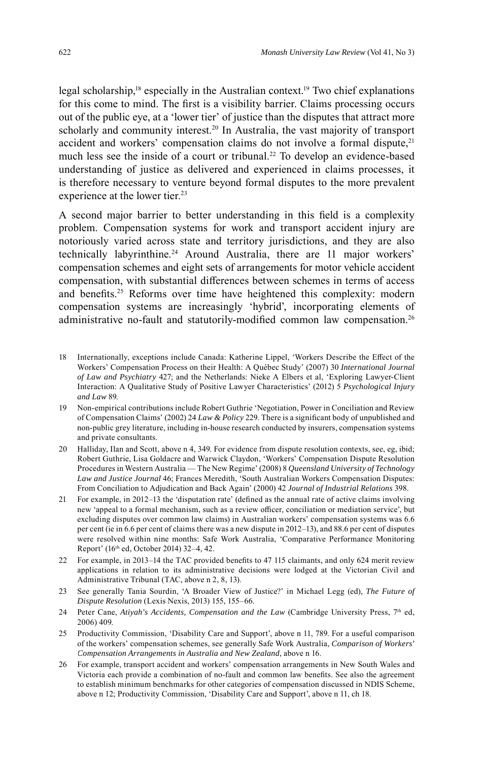legal scholarship,[18] especially in the Australian context.[19] Two chief explanations for this come to mind. The first is a visibility barrier. Claims processing occurs out of the public eye, at a 'lower tier' of justice than the disputes that attract more scholarly and community interest.[20] In Australia, the vast majority of transport accident and workers' compensation claims do not involve a formal dispute,[21] much less see the inside of a court or tribunal.[22] To develop an evidence-based understanding of justice as delivered and experienced in claims processes, it is therefore necessary to venture beyond formal disputes to the more prevalent experience at the lower tier.[23]

A second major barrier to better understanding in this field is a complexity problem. Compensation systems for work and transport accident injury are notoriously varied across state and territory jurisdictions, and they are also technically labyrinthine.[24] Around Australia, there are 11 major workers' compensation schemes and eight sets of arrangements for motor vehicle accident compensation, with substantial differences between schemes in terms of access and benefits.[25] Reforms over time have heightened this complexity: modern compensation systems are increasingly 'hybrid', incorporating elements of administrative no-fault and statutorily-modified common law compensation.[26]

18 Internationally, exceptions include Canada: Katherine Lippel, 'Workers Describe the Effect of the Workers' Compensation Process on their Health: A Québec Study' (2007) 30 *International Journal of Law and Psychiatry* 427; and the Netherlands: Nieke A Elbers et al, 'Exploring Lawyer-Client Interaction: A Qualitative Study of Positive Lawyer Characteristics' (2012) 5 *Psychological Injury and Law* 89.

19 Non-empirical contributions include Robert Guthrie 'Negotiation, Power in Conciliation and Review of Compensation Claims' (2002) 24 *Law & Policy* 229. There is a significant body of unpublished and non-public grey literature, including in-house research conducted by insurers, compensation systems and private consultants.

20 Halliday, Ilan and Scott, above n 4, 349. For evidence from dispute resolution contexts, see, eg, ibid; Robert Guthrie, Lisa Goldacre and Warwick Claydon, 'Workers' Compensation Dispute Resolution Procedures in Western Australia — The New Regime' (2008) 8 *Queensland University of Technology Law and Justice Journal* 46; Frances Meredith, 'South Australian Workers Compensation Disputes: From Conciliation to Adjudication and Back Again' (2000) 42 *Journal of Industrial Relations* 398.

21 For example, in 2012–13 the 'disputation rate' (defined as the annual rate of active claims involving new 'appeal to a formal mechanism, such as a review officer, conciliation or mediation service', but excluding disputes over common law claims) in Australian workers' compensation systems was 6.6 per cent (ie in 6.6 per cent of claims there was a new dispute in 2012–13), and 88.6 per cent of disputes were resolved within nine months: Safe Work Australia, 'Comparative Performance Monitoring Report' (16th ed, October 2014) 32–4, 42.

22 For example, in 2013–14 the TAC provided benefits to 47 115 claimants, and only 624 merit review applications in relation to its administrative decisions were lodged at the Victorian Civil and Administrative Tribunal (TAC, above n 2, 8, 13).

23 See generally Tania Sourdin, 'A Broader View of Justice?' in Michael Legg (ed), *The Future of Dispute Resolution* (Lexis Nexis, 2013) 155, 155–66.

24 Peter Cane, *Atiyah's Accidents, Compensation and the Law* (Cambridge University Press, 7th ed, 2006) 409.

25 Productivity Commission, 'Disability Care and Support', above n 11, 789. For a useful comparison of the workers' compensation schemes, see generally Safe Work Australia, *Comparison of Workers' Compensation Arrangements in Australia and New Zealand*, above n 16.

26 For example, transport accident and workers' compensation arrangements in New South Wales and Victoria each provide a combination of no-fault and common law benefits. See also the agreement to establish minimum benchmarks for other categories of compensation discussed in NDIS Scheme, above n 12; Productivity Commission, 'Disability Care and Support', above n 11, ch 18.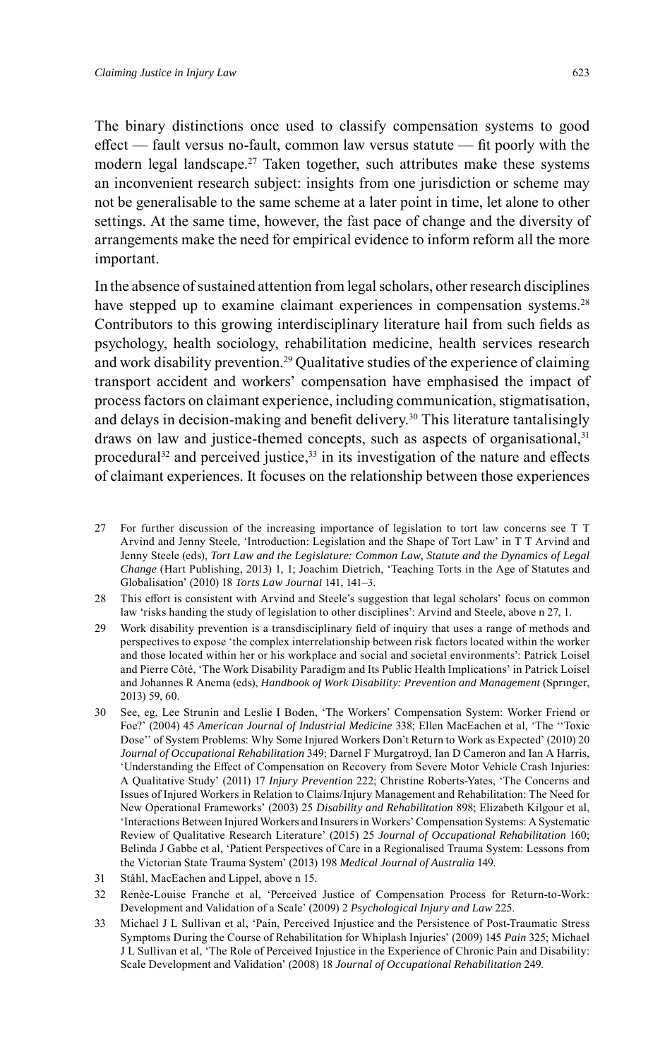The binary distinctions once used to classify compensation systems to good effect — fault versus no-fault, common law versus statute — fit poorly with the modern legal landscape.[27] Taken together, such attributes make these systems an inconvenient research subject: insights from one jurisdiction or scheme may not be generalisable to the same scheme at a later point in time, let alone to other settings. At the same time, however, the fast pace of change and the diversity of arrangements make the need for empirical evidence to inform reform all the more important.

In the absence of sustained attention from legal scholars, other research disciplines have stepped up to examine claimant experiences in compensation systems.[28] Contributors to this growing interdisciplinary literature hail from such fields as psychology, health sociology, rehabilitation medicine, health services research and work disability prevention.[29] Qualitative studies of the experience of claiming transport accident and workers' compensation have emphasised the impact of process factors on claimant experience, including communication, stigmatisation, and delays in decision-making and benefit delivery.[30] This literature tantalisingly draws on law and justice-themed concepts, such as aspects of organisational,[31] procedural[32] and perceived justice,[33] in its investigation of the nature and effects of claimant experiences. It focuses on the relationship between those experiences

27 For further discussion of the increasing importance of legislation to tort law concerns see T T Arvind and Jenny Steele, 'Introduction: Legislation and the Shape of Tort Law' in T T Arvind and Jenny Steele (eds), *Tort Law and the Legislature: Common Law, Statute and the Dynamics of Legal Change* (Hart Publishing, 2013) 1, 1; Joachim Dietrich, 'Teaching Torts in the Age of Statutes and Globalisation' (2010) 18 *Torts Law Journal* 141, 141–3.

28 This effort is consistent with Arvind and Steele's suggestion that legal scholars' focus on common law 'risks handing the study of legislation to other disciplines': Arvind and Steele, above n 27, 1.

29 Work disability prevention is a transdisciplinary field of inquiry that uses a range of methods and perspectives to expose 'the complex interrelationship between risk factors located within the worker and those located within her or his workplace and social and societal environments': Patrick Loisel and Pierre Côté, 'The Work Disability Paradigm and Its Public Health Implications' in Patrick Loisel and Johannes R Anema (eds), *Handbook of Work Disability: Prevention and Management* (Springer, 2013) 59, 60.

30 See, eg, Lee Strunin and Leslie I Boden, 'The Workers' Compensation System: Worker Friend or Foe?' (2004) 45 *American Journal of Industrial Medicine* 338; Ellen MacEachen et al, 'The ''Toxic Dose'' of System Problems: Why Some Injured Workers Don't Return to Work as Expected' (2010) 20 *Journal of Occupational Rehabilitation* 349; Darnel F Murgatroyd, Ian D Cameron and Ian A Harris, 'Understanding the Effect of Compensation on Recovery from Severe Motor Vehicle Crash Injuries: A Qualitative Study' (2011) 17 *Injury Prevention* 222; Christine Roberts-Yates, 'The Concerns and Issues of Injured Workers in Relation to Claims/Injury Management and Rehabilitation: The Need for New Operational Frameworks' (2003) 25 *Disability and Rehabilitation* 898; Elizabeth Kilgour et al, 'Interactions Between Injured Workers and Insurers in Workers' Compensation Systems: A Systematic Review of Qualitative Research Literature' (2015) 25 *Journal of Occupational Rehabilitation* 160; Belinda J Gabbe et al, 'Patient Perspectives of Care in a Regionalised Trauma System: Lessons from the Victorian State Trauma System' (2013) 198 *Medical Journal of Australia* 149.

31 Ståhl, MacEachen and Lippel, above n 15.

32 Renée-Louise Franche et al, 'Perceived Justice of Compensation Process for Return-to-Work: Development and Validation of a Scale' (2009) 2 *Psychological Injury and Law* 225.

33 Michael J L Sullivan et al, 'Pain, Perceived Injustice and the Persistence of Post-Traumatic Stress Symptoms During the Course of Rehabilitation for Whiplash Injuries' (2009) 145 *Pain* 325; Michael J L Sullivan et al, 'The Role of Perceived Injustice in the Experience of Chronic Pain and Disability: Scale Development and Validation' (2008) 18 *Journal of Occupational Rehabilitation* 249.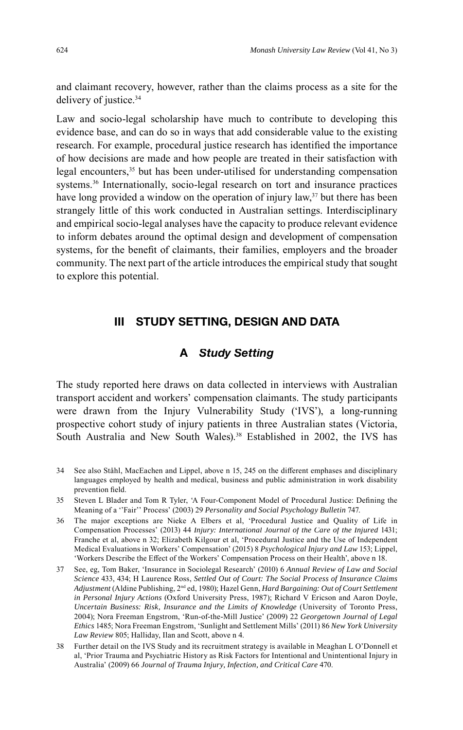and claimant recovery, however, rather than the claims process as a site for the delivery of justice.[34]

Law and socio-legal scholarship have much to contribute to developing this evidence base, and can do so in ways that add considerable value to the existing research. For example, procedural justice research has identified the importance of how decisions are made and how people are treated in their satisfaction with legal encounters,[35] but has been under-utilised for understanding compensation systems.[36] Internationally, socio-legal research on tort and insurance practices have long provided a window on the operation of injury law,[37] but there has been strangely little of this work conducted in Australian settings. Interdisciplinary and empirical socio-legal analyses have the capacity to produce relevant evidence to inform debates around the optimal design and development of compensation systems, for the benefit of claimants, their families, employers and the broader community. The next part of the article introduces the empirical study that sought to explore this potential.

## III STUDY SETTING, DESIGN AND DATA

### A *Study Setting*

The study reported here draws on data collected in interviews with Australian transport accident and workers' compensation claimants. The study participants were drawn from the Injury Vulnerability Study ('IVS'), a long-running prospective cohort study of injury patients in three Australian states (Victoria, South Australia and New South Wales).[38] Established in 2002, the IVS has

34 See also Ståhl, MacEachen and Lippel, above n 15, 245 on the different emphases and disciplinary languages employed by health and medical, business and public administration in work disability prevention field.

35 Steven L Blader and Tom R Tyler, 'A Four-Component Model of Procedural Justice: Defining the Meaning of a ''Fair'' Process' (2003) 29 *Personality and Social Psychology Bulletin* 747.

36 The major exceptions are Nieke A Elbers et al, 'Procedural Justice and Quality of Life in Compensation Processes' (2013) 44 *Injury: International Journal of the Care of the Injured* 1431; Franche et al, above n 32; Elizabeth Kilgour et al, 'Procedural Justice and the Use of Independent Medical Evaluations in Workers' Compensation' (2015) 8 *Psychological Injury and Law* 153; Lippel, 'Workers Describe the Effect of the Workers' Compensation Process on their Health', above n 18.

37 See, eg, Tom Baker, 'Insurance in Sociolegal Research' (2010) 6 *Annual Review of Law and Social Science* 433, 434; H Laurence Ross, *Settled Out of Court: The Social Process of Insurance Claims Adjustment* (Aldine Publishing, 2nd ed, 1980); Hazel Genn, *Hard Bargaining: Out of Court Settlement in Personal Injury Actions* (Oxford University Press, 1987); Richard V Ericson and Aaron Doyle, *Uncertain Business: Risk, Insurance and the Limits of Knowledge* (University of Toronto Press, 2004); Nora Freeman Engstrom, 'Run-of-the-Mill Justice' (2009) 22 *Georgetown Journal of Legal Ethics* 1485; Nora Freeman Engstrom, 'Sunlight and Settlement Mills' (2011) 86 *New York University Law Review* 805; Halliday, Ilan and Scott, above n 4.

38 Further detail on the IVS Study and its recruitment strategy is available in Meaghan L O'Donnell et al, 'Prior Trauma and Psychiatric History as Risk Factors for Intentional and Unintentional Injury in Australia' (2009) 66 *Journal of Trauma Injury, Infection, and Critical Care* 470.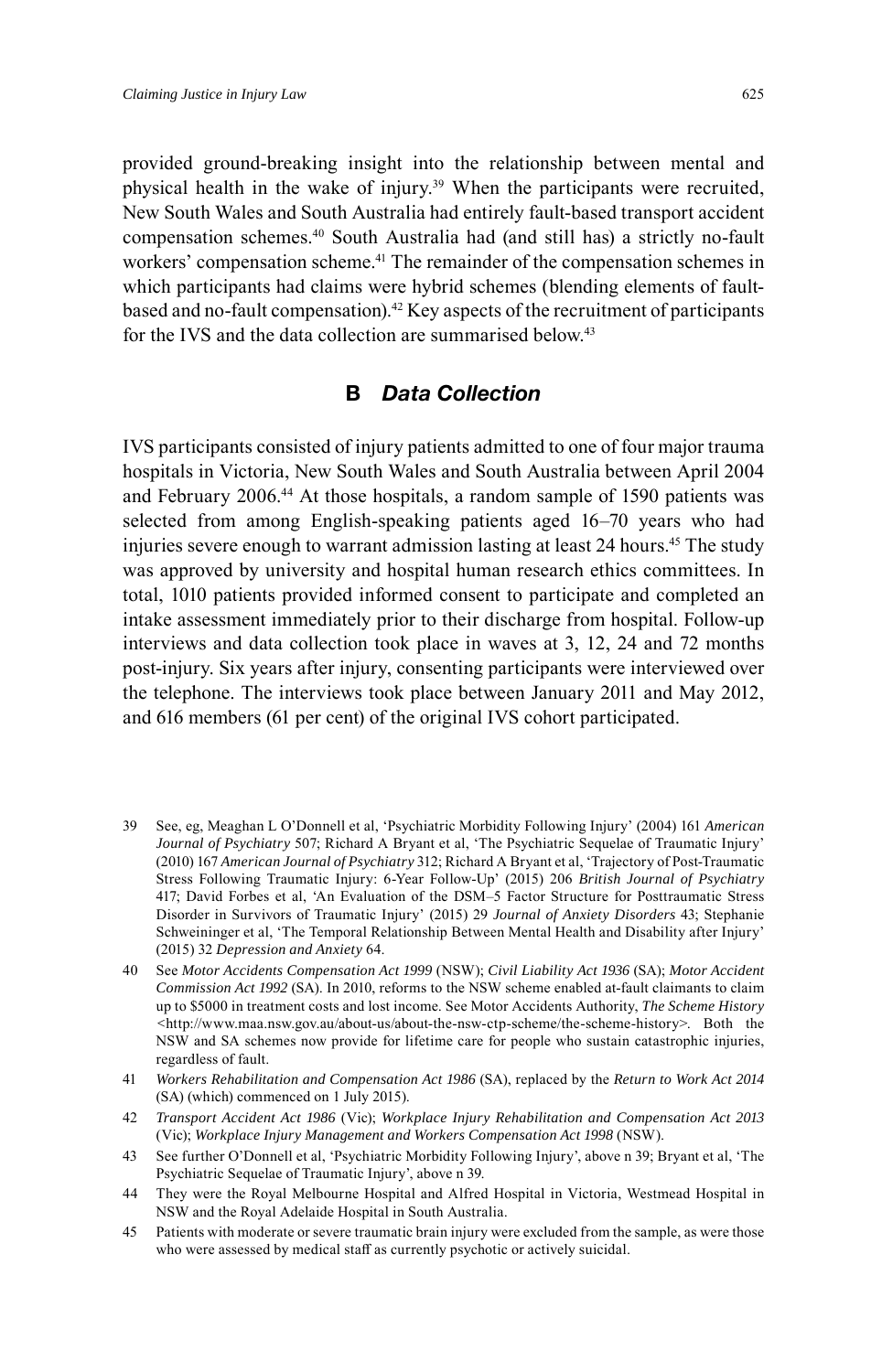provided ground-breaking insight into the relationship between mental and physical health in the wake of injury.[39] When the participants were recruited, New South Wales and South Australia had entirely fault-based transport accident compensation schemes.[40] South Australia had (and still has) a strictly no-fault workers' compensation scheme.[41] The remainder of the compensation schemes in which participants had claims were hybrid schemes (blending elements of fault-based and no-fault compensation).[42] Key aspects of the recruitment of participants for the IVS and the data collection are summarised below.[43]

## B *Data Collection*

IVS participants consisted of injury patients admitted to one of four major trauma hospitals in Victoria, New South Wales and South Australia between April 2004 and February 2006.[44] At those hospitals, a random sample of 1590 patients was selected from among English-speaking patients aged 16–70 years who had injuries severe enough to warrant admission lasting at least 24 hours.[45] The study was approved by university and hospital human research ethics committees. In total, 1010 patients provided informed consent to participate and completed an intake assessment immediately prior to their discharge from hospital. Follow-up interviews and data collection took place in waves at 3, 12, 24 and 72 months post-injury. Six years after injury, consenting participants were interviewed over the telephone. The interviews took place between January 2011 and May 2012, and 616 members (61 per cent) of the original IVS cohort participated.

---

39 See, eg, Meaghan L O'Donnell et al, 'Psychiatric Morbidity Following Injury' (2004) 161 *American Journal of Psychiatry* 507; Richard A Bryant et al, 'The Psychiatric Sequelae of Traumatic Injury' (2010) 167 *American Journal of Psychiatry* 312; Richard A Bryant et al, 'Trajectory of Post-Traumatic Stress Following Traumatic Injury: 6-Year Follow-Up' (2015) 206 *British Journal of Psychiatry* 417; David Forbes et al, 'An Evaluation of the DSM–5 Factor Structure for Posttraumatic Stress Disorder in Survivors of Traumatic Injury' (2015) 29 *Journal of Anxiety Disorders* 43; Stephanie Schweininger et al, 'The Temporal Relationship Between Mental Health and Disability after Injury' (2015) 32 *Depression and Anxiety* 64.

40 See *Motor Accidents Compensation Act 1999* (NSW); *Civil Liability Act 1936* (SA); *Motor Accident Commission Act 1992* (SA). In 2010, reforms to the NSW scheme enabled at-fault claimants to claim up to $5000 in treatment costs and lost income. See Motor Accidents Authority, *The Scheme History* <http://www.maa.nsw.gov.au/about-us/about-the-nsw-ctp-scheme/the-scheme-history>. Both the NSW and SA schemes now provide for lifetime care for people who sustain catastrophic injuries, regardless of fault.

41 *Workers Rehabilitation and Compensation Act 1986* (SA), replaced by the *Return to Work Act 2014* (SA) (which) commenced on 1 July 2015).

42 *Transport Accident Act 1986* (Vic); *Workplace Injury Rehabilitation and Compensation Act 2013* (Vic); *Workplace Injury Management and Workers Compensation Act 1998* (NSW).

43 See further O'Donnell et al, 'Psychiatric Morbidity Following Injury', above n 39; Bryant et al, 'The Psychiatric Sequelae of Traumatic Injury', above n 39.

44 They were the Royal Melbourne Hospital and Alfred Hospital in Victoria, Westmead Hospital in NSW and the Royal Adelaide Hospital in South Australia.

45 Patients with moderate or severe traumatic brain injury were excluded from the sample, as were those who were assessed by medical staff as currently psychotic or actively suicidal.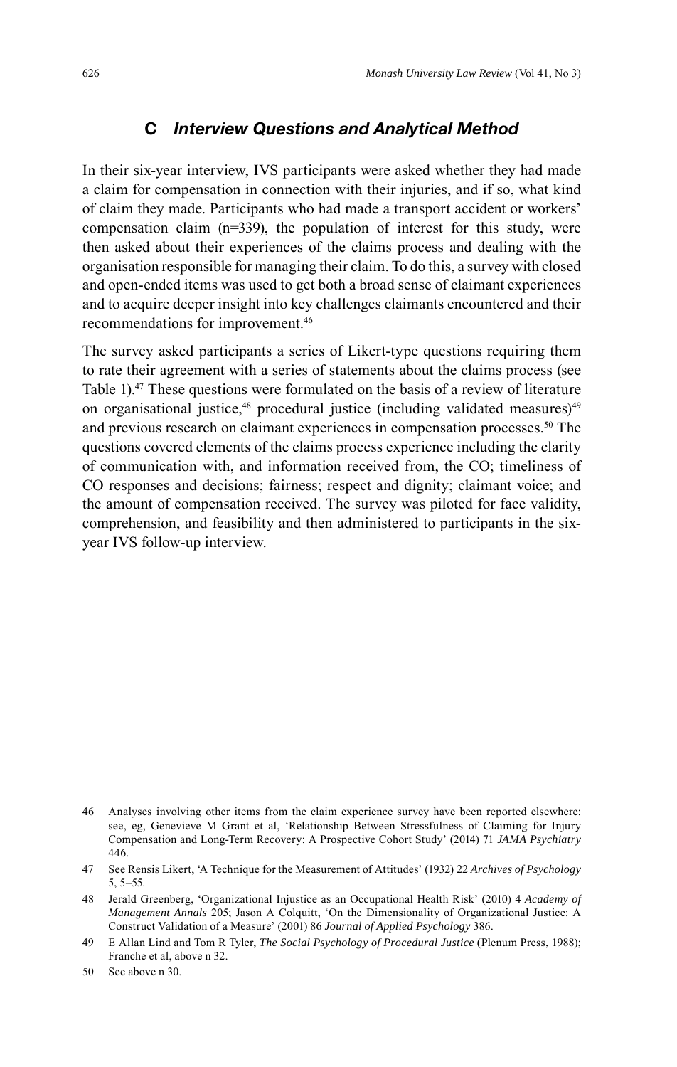### C *Interview Questions and Analytical Method*

In their six-year interview, IVS participants were asked whether they had made a claim for compensation in connection with their injuries, and if so, what kind of claim they made. Participants who had made a transport accident or workers' compensation claim (n=339), the population of interest for this study, were then asked about their experiences of the claims process and dealing with the organisation responsible for managing their claim. To do this, a survey with closed and open-ended items was used to get both a broad sense of claimant experiences and to acquire deeper insight into key challenges claimants encountered and their recommendations for improvement.[46]

The survey asked participants a series of Likert-type questions requiring them to rate their agreement with a series of statements about the claims process (see Table 1).[47] These questions were formulated on the basis of a review of literature on organisational justice,[48] procedural justice (including validated measures)[49] and previous research on claimant experiences in compensation processes.[50] The questions covered elements of the claims process experience including the clarity of communication with, and information received from, the CO; timeliness of CO responses and decisions; fairness; respect and dignity; claimant voice; and the amount of compensation received. The survey was piloted for face validity, comprehension, and feasibility and then administered to participants in the six-year IVS follow-up interview.

46 Analyses involving other items from the claim experience survey have been reported elsewhere: see, eg, Genevieve M Grant et al, 'Relationship Between Stressfulness of Claiming for Injury Compensation and Long-Term Recovery: A Prospective Cohort Study' (2014) 71 *JAMA Psychiatry* 446.

47 See Rensis Likert, 'A Technique for the Measurement of Attitudes' (1932) 22 *Archives of Psychology* 5, 5–55.

48 Jerald Greenberg, 'Organizational Injustice as an Occupational Health Risk' (2010) 4 *Academy of Management Annals* 205; Jason A Colquitt, 'On the Dimensionality of Organizational Justice: A Construct Validation of a Measure' (2001) 86 *Journal of Applied Psychology* 386.

49 E Allan Lind and Tom R Tyler, *The Social Psychology of Procedural Justice* (Plenum Press, 1988); Franche et al, above n 32.

50 See above n 30.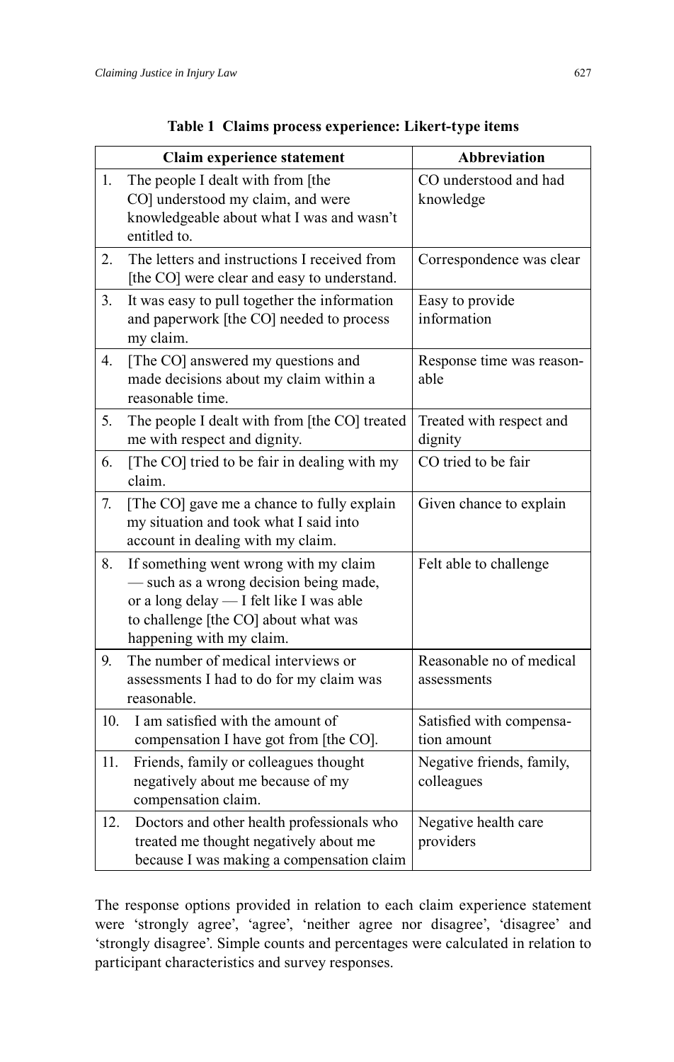**Table 1 Claims process experience: Likert-type items**

| Claim experience statement | Abbreviation |
|---|---|
| 1. The people I dealt with from [the CO] understood my claim, and were knowledgeable about what I was and wasn't entitled to. | CO understood and had knowledge |
| 2. The letters and instructions I received from [the CO] were clear and easy to understand. | Correspondence was clear |
| 3. It was easy to pull together the information and paperwork [the CO] needed to process my claim. | Easy to provide information |
| 4. [The CO] answered my questions and made decisions about my claim within a reasonable time. | Response time was reasonable |
| 5. The people I dealt with from [the CO] treated me with respect and dignity. | Treated with respect and dignity |
| 6. [The CO] tried to be fair in dealing with my claim. | CO tried to be fair |
| 7. [The CO] gave me a chance to fully explain my situation and took what I said into account in dealing with my claim. | Given chance to explain |
| 8. If something went wrong with my claim — such as a wrong decision being made, or a long delay — I felt like I was able to challenge [the CO] about what was happening with my claim. | Felt able to challenge |
| 9. The number of medical interviews or assessments I had to do for my claim was reasonable. | Reasonable no of medical assessments |
| 10. I am satisfied with the amount of compensation I have got from [the CO]. | Satisfied with compensation amount |
| 11. Friends, family or colleagues thought negatively about me because of my compensation claim. | Negative friends, family, colleagues |
| 12. Doctors and other health professionals who treated me thought negatively about me because I was making a compensation claim | Negative health care providers |

The response options provided in relation to each claim experience statement were 'strongly agree', 'agree', 'neither agree nor disagree', 'disagree' and 'strongly disagree'. Simple counts and percentages were calculated in relation to participant characteristics and survey responses.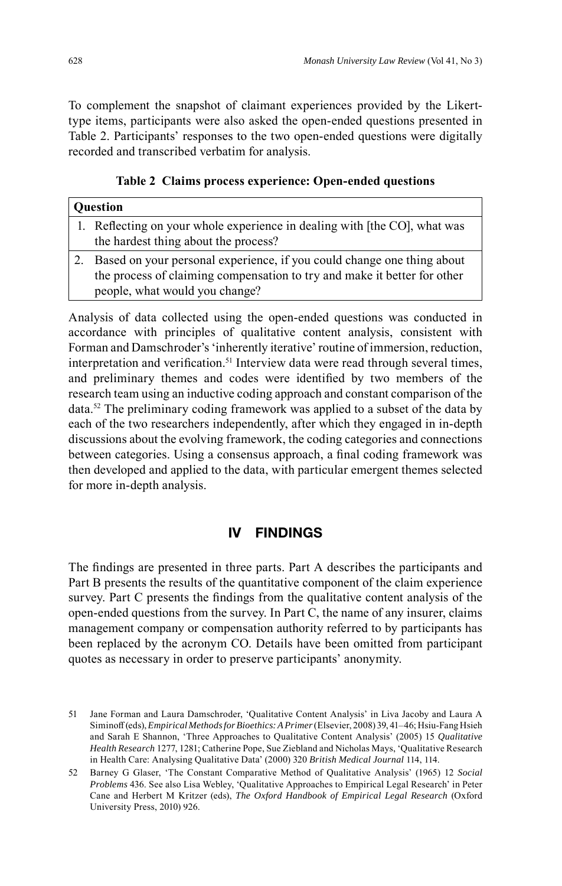To complement the snapshot of claimant experiences provided by the Likert-type items, participants were also asked the open-ended questions presented in Table 2. Participants' responses to the two open-ended questions were digitally recorded and transcribed verbatim for analysis.

**Table 2 Claims process experience: Open-ended questions**

| Question |
|---|
| 1. Reflecting on your whole experience in dealing with [the CO], what was the hardest thing about the process? |
| 2. Based on your personal experience, if you could change one thing about the process of claiming compensation to try and make it better for other people, what would you change? |

Analysis of data collected using the open-ended questions was conducted in accordance with principles of qualitative content analysis, consistent with Forman and Damschroder's 'inherently iterative' routine of immersion, reduction, interpretation and verification.[51] Interview data were read through several times, and preliminary themes and codes were identified by two members of the research team using an inductive coding approach and constant comparison of the data.[52] The preliminary coding framework was applied to a subset of the data by each of the two researchers independently, after which they engaged in in-depth discussions about the evolving framework, the coding categories and connections between categories. Using a consensus approach, a final coding framework was then developed and applied to the data, with particular emergent themes selected for more in-depth analysis.

# IV FINDINGS

The findings are presented in three parts. Part A describes the participants and Part B presents the results of the quantitative component of the claim experience survey. Part C presents the findings from the qualitative content analysis of the open-ended questions from the survey. In Part C, the name of any insurer, claims management company or compensation authority referred to by participants has been replaced by the acronym CO. Details have been omitted from participant quotes as necessary in order to preserve participants' anonymity.

51 Jane Forman and Laura Damschroder, 'Qualitative Content Analysis' in Liva Jacoby and Laura A Siminoff (eds), *Empirical Methods for Bioethics: A Primer* (Elsevier, 2008) 39, 41–46; Hsiu-Fang Hsieh and Sarah E Shannon, 'Three Approaches to Qualitative Content Analysis' (2005) 15 *Qualitative Health Research* 1277, 1281; Catherine Pope, Sue Ziebland and Nicholas Mays, 'Qualitative Research in Health Care: Analysing Qualitative Data' (2000) 320 *British Medical Journal* 114, 114.

52 Barney G Glaser, 'The Constant Comparative Method of Qualitative Analysis' (1965) 12 *Social Problems* 436. See also Lisa Webley, 'Qualitative Approaches to Empirical Legal Research' in Peter Cane and Herbert M Kritzer (eds), *The Oxford Handbook of Empirical Legal Research* (Oxford University Press, 2010) 926.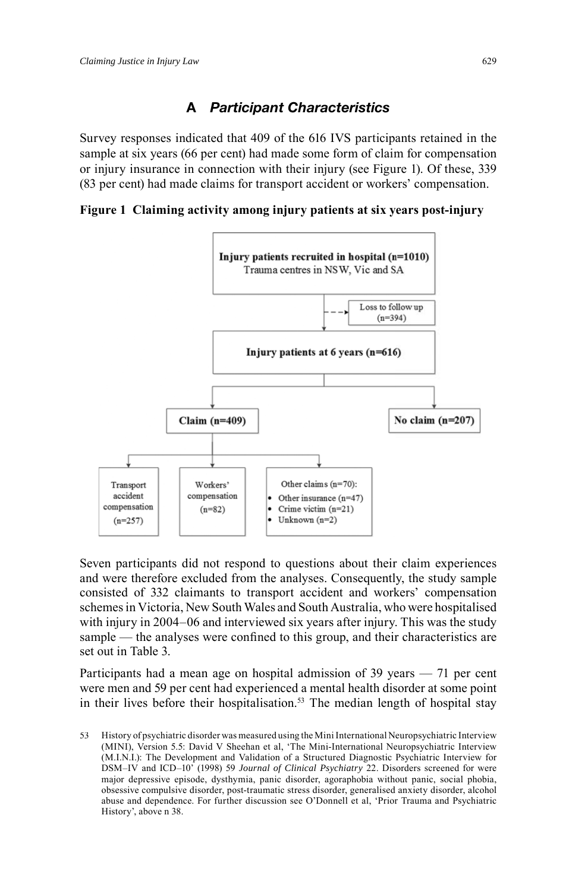## A *Participant Characteristics*

Survey responses indicated that 409 of the 616 IVS participants retained in the sample at six years (66 per cent) had made some form of claim for compensation or injury insurance in connection with their injury (see Figure 1). Of these, 339 (83 per cent) had made claims for transport accident or workers' compensation.

**Figure 1 Claiming activity among injury patients at six years post-injury**

**Injury patients recruited in hospital (n=1010)**
Trauma centres in NSW, Vic and SA

Loss to follow up (n=394)

**Injury patients at 6 years (n=616)**

**Claim (n=409)**

**No claim (n=207)**

Transport accident compensation (n=257)

Workers' compensation (n=82)

Other claims (n=70):

- Other insurance (n=47)
- Crime victim (n=21)
- Unknown (n=2)

Seven participants did not respond to questions about their claim experiences and were therefore excluded from the analyses. Consequently, the study sample consisted of 332 claimants to transport accident and workers' compensation schemes in Victoria, New South Wales and South Australia, who were hospitalised with injury in 2004–06 and interviewed six years after injury. This was the study sample — the analyses were confined to this group, and their characteristics are set out in Table 3.

Participants had a mean age on hospital admission of 39 years — 71 per cent were men and 59 per cent had experienced a mental health disorder at some point in their lives before their hospitalisation.[53] The median length of hospital stay

53 History of psychiatric disorder was measured using the Mini International Neuropsychiatric Interview (MINI), Version 5.5: David V Sheehan et al, 'The Mini-International Neuropsychiatric Interview (M.I.N.I.): The Development and Validation of a Structured Diagnostic Psychiatric Interview for DSM–IV and ICD–10' (1998) 59 *Journal of Clinical Psychiatry* 22. Disorders screened for were major depressive episode, dysthymia, panic disorder, agoraphobia without panic, social phobia, obsessive compulsive disorder, post-traumatic stress disorder, generalised anxiety disorder, alcohol abuse and dependence. For further discussion see O'Donnell et al, 'Prior Trauma and Psychiatric History', above n 38.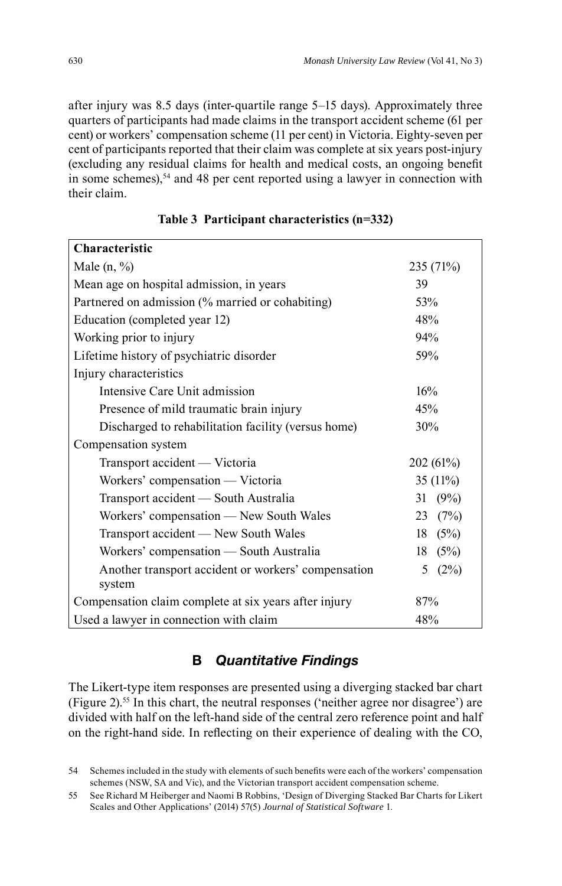after injury was 8.5 days (inter-quartile range 5–15 days). Approximately three quarters of participants had made claims in the transport accident scheme (61 per cent) or workers' compensation scheme (11 per cent) in Victoria. Eighty-seven per cent of participants reported that their claim was complete at six years post-injury (excluding any residual claims for health and medical costs, an ongoing benefit in some schemes),[54] and 48 per cent reported using a lawyer in connection with their claim.

**Table 3 Participant characteristics (n=332)**

| Characteristic | |
|---|---|
| Male (n, %) | 235 (71%) |
| Mean age on hospital admission, in years | 39 |
| Partnered on admission (% married or cohabiting) | 53% |
| Education (completed year 12) | 48% |
| Working prior to injury | 94% |
| Lifetime history of psychiatric disorder | 59% |
| Injury characteristics | |
| Intensive Care Unit admission | 16% |
| Presence of mild traumatic brain injury | 45% |
| Discharged to rehabilitation facility (versus home) | 30% |
| Compensation system | |
| Transport accident — Victoria | 202 (61%) |
| Workers' compensation — Victoria | 35 (11%) |
| Transport accident — South Australia | 31 (9%) |
| Workers' compensation — New South Wales | 23 (7%) |
| Transport accident — New South Wales | 18 (5%) |
| Workers' compensation — South Australia | 18 (5%) |
| Another transport accident or workers' compensation system | 5 (2%) |
| Compensation claim complete at six years after injury | 87% |
| Used a lawyer in connection with claim | 48% |

## B *Quantitative Findings*

The Likert-type item responses are presented using a diverging stacked bar chart (Figure 2).[55] In this chart, the neutral responses ('neither agree nor disagree') are divided with half on the left-hand side of the central zero reference point and half on the right-hand side. In reflecting on their experience of dealing with the CO,

54 Schemes included in the study with elements of such benefits were each of the workers' compensation schemes (NSW, SA and Vic), and the Victorian transport accident compensation scheme.

55 See Richard M Heiberger and Naomi B Robbins, 'Design of Diverging Stacked Bar Charts for Likert Scales and Other Applications' (2014) 57(5) *Journal of Statistical Software* 1.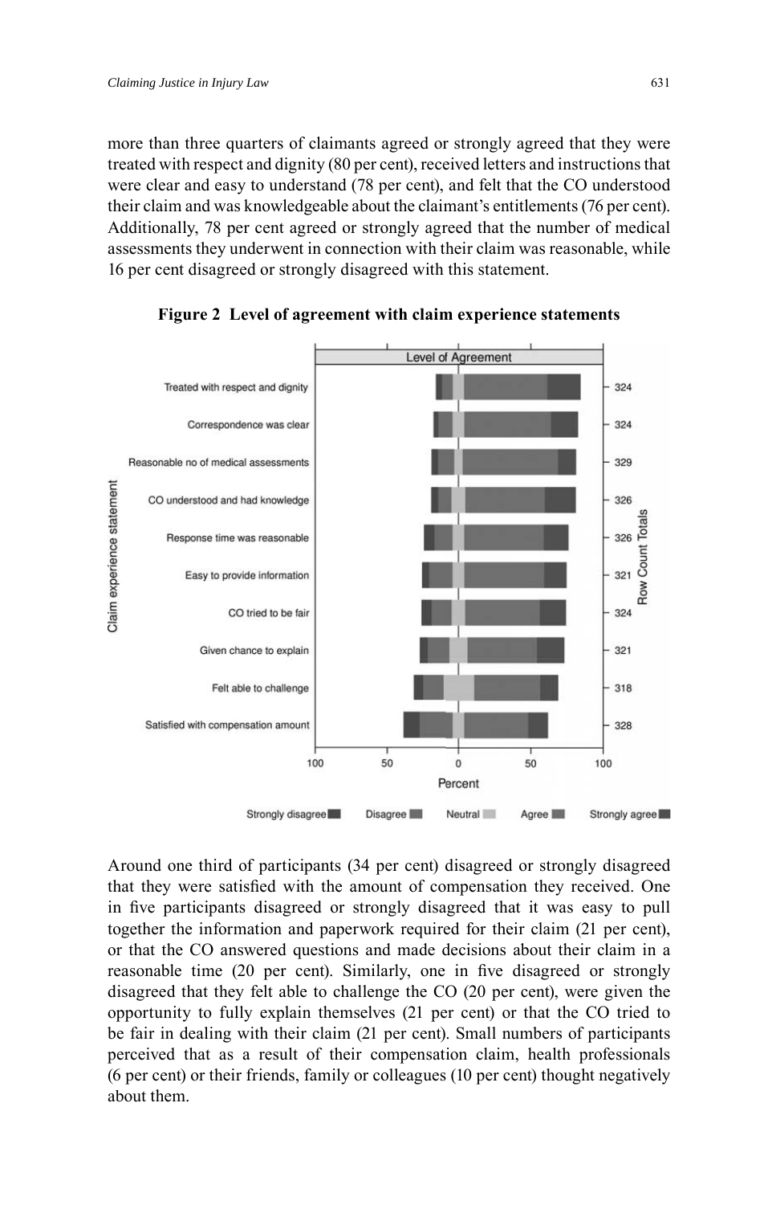more than three quarters of claimants agreed or strongly agreed that they were treated with respect and dignity (80 per cent), received letters and instructions that were clear and easy to understand (78 per cent), and felt that the CO understood their claim and was knowledgeable about the claimant's entitlements (76 per cent). Additionally, 78 per cent agreed or strongly agreed that the number of medical assessments they underwent in connection with their claim was reasonable, while 16 per cent disagreed or strongly disagreed with this statement.

**Figure 2 Level of agreement with claim experience statements**

Around one third of participants (34 per cent) disagreed or strongly disagreed that they were satisfied with the amount of compensation they received. One in five participants disagreed or strongly disagreed that it was easy to pull together the information and paperwork required for their claim (21 per cent), or that the CO answered questions and made decisions about their claim in a reasonable time (20 per cent). Similarly, one in five disagreed or strongly disagreed that they felt able to challenge the CO (20 per cent), were given the opportunity to fully explain themselves (21 per cent) or that the CO tried to be fair in dealing with their claim (21 per cent). Small numbers of participants perceived that as a result of their compensation claim, health professionals (6 per cent) or their friends, family or colleagues (10 per cent) thought negatively about them.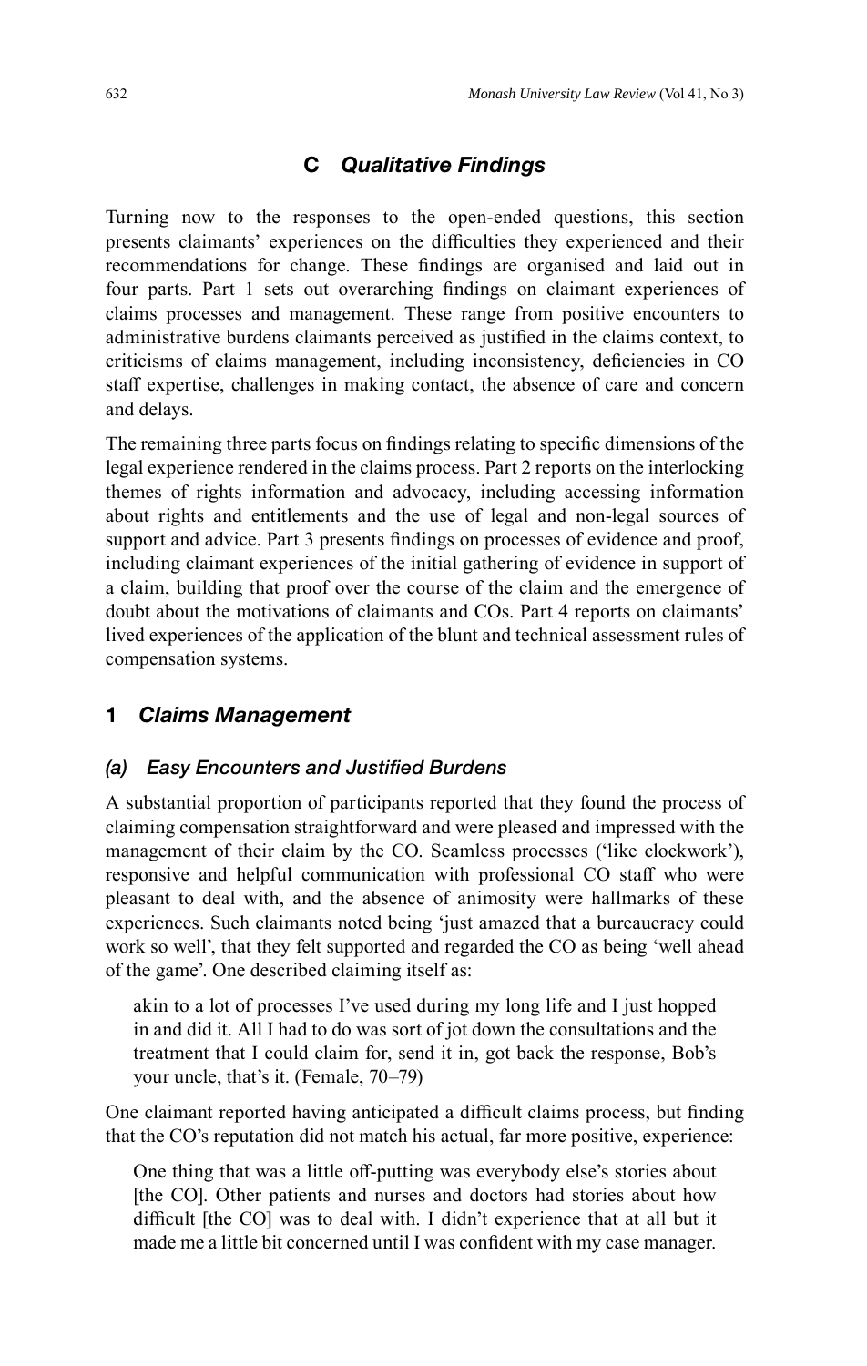## C *Qualitative Findings*

Turning now to the responses to the open-ended questions, this section presents claimants' experiences on the difficulties they experienced and their recommendations for change. These findings are organised and laid out in four parts. Part 1 sets out overarching findings on claimant experiences of claims processes and management. These range from positive encounters to administrative burdens claimants perceived as justified in the claims context, to criticisms of claims management, including inconsistency, deficiencies in CO staff expertise, challenges in making contact, the absence of care and concern and delays.

The remaining three parts focus on findings relating to specific dimensions of the legal experience rendered in the claims process. Part 2 reports on the interlocking themes of rights information and advocacy, including accessing information about rights and entitlements and the use of legal and non-legal sources of support and advice. Part 3 presents findings on processes of evidence and proof, including claimant experiences of the initial gathering of evidence in support of a claim, building that proof over the course of the claim and the emergence of doubt about the motivations of claimants and COs. Part 4 reports on claimants' lived experiences of the application of the blunt and technical assessment rules of compensation systems.

### 1 *Claims Management*

#### *(a) Easy Encounters and Justified Burdens*

A substantial proportion of participants reported that they found the process of claiming compensation straightforward and were pleased and impressed with the management of their claim by the CO. Seamless processes ('like clockwork'), responsive and helpful communication with professional CO staff who were pleasant to deal with, and the absence of animosity were hallmarks of these experiences. Such claimants noted being 'just amazed that a bureaucracy could work so well', that they felt supported and regarded the CO as being 'well ahead of the game'. One described claiming itself as:

> akin to a lot of processes I've used during my long life and I just hopped in and did it. All I had to do was sort of jot down the consultations and the treatment that I could claim for, send it in, got back the response, Bob's your uncle, that's it. (Female, 70–79)

One claimant reported having anticipated a difficult claims process, but finding that the CO's reputation did not match his actual, far more positive, experience:

> One thing that was a little off-putting was everybody else's stories about [the CO]. Other patients and nurses and doctors had stories about how difficult [the CO] was to deal with. I didn't experience that at all but it made me a little bit concerned until I was confident with my case manager.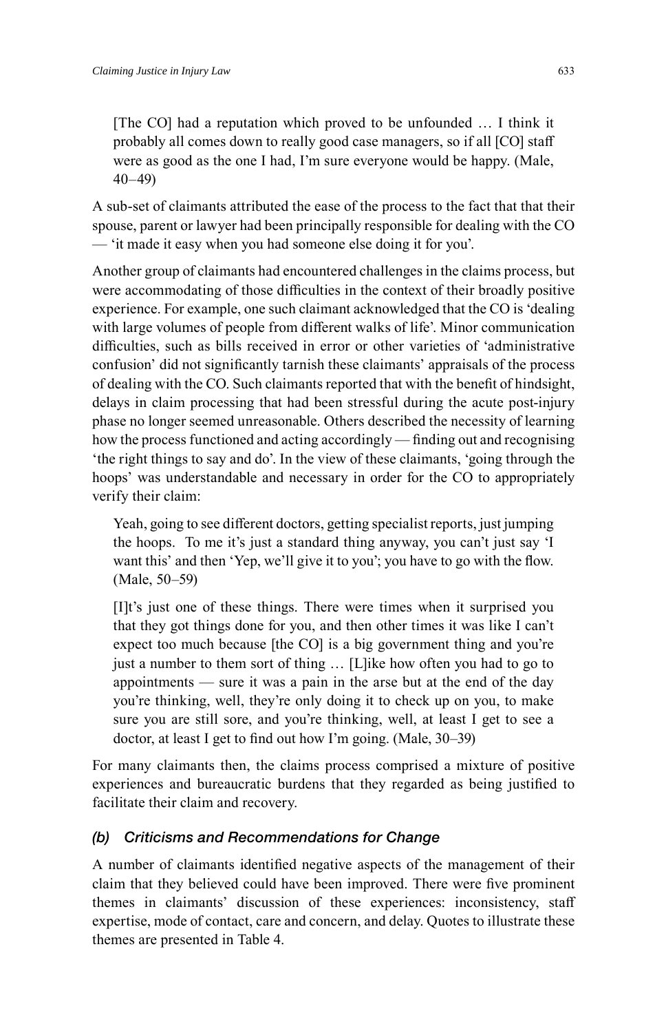> [The CO] had a reputation which proved to be unfounded … I think it probably all comes down to really good case managers, so if all [CO] staff were as good as the one I had, I'm sure everyone would be happy. (Male, 40–49)

A sub-set of claimants attributed the ease of the process to the fact that that their spouse, parent or lawyer had been principally responsible for dealing with the CO — 'it made it easy when you had someone else doing it for you'.

Another group of claimants had encountered challenges in the claims process, but were accommodating of those difficulties in the context of their broadly positive experience. For example, one such claimant acknowledged that the CO is 'dealing with large volumes of people from different walks of life'. Minor communication difficulties, such as bills received in error or other varieties of 'administrative confusion' did not significantly tarnish these claimants' appraisals of the process of dealing with the CO. Such claimants reported that with the benefit of hindsight, delays in claim processing that had been stressful during the acute post-injury phase no longer seemed unreasonable. Others described the necessity of learning how the process functioned and acting accordingly — finding out and recognising 'the right things to say and do'. In the view of these claimants, 'going through the hoops' was understandable and necessary in order for the CO to appropriately verify their claim:

> Yeah, going to see different doctors, getting specialist reports, just jumping the hoops. To me it's just a standard thing anyway, you can't just say 'I want this' and then 'Yep, we'll give it to you'; you have to go with the flow. (Male, 50–59)

> [I]t's just one of these things. There were times when it surprised you that they got things done for you, and then other times it was like I can't expect too much because [the CO] is a big government thing and you're just a number to them sort of thing … [L]ike how often you had to go to appointments — sure it was a pain in the arse but at the end of the day you're thinking, well, they're only doing it to check up on you, to make sure you are still sore, and you're thinking, well, at least I get to see a doctor, at least I get to find out how I'm going. (Male, 30–39)

For many claimants then, the claims process comprised a mixture of positive experiences and bureaucratic burdens that they regarded as being justified to facilitate their claim and recovery.

### *(b) Criticisms and Recommendations for Change*

A number of claimants identified negative aspects of the management of their claim that they believed could have been improved. There were five prominent themes in claimants' discussion of these experiences: inconsistency, staff expertise, mode of contact, care and concern, and delay. Quotes to illustrate these themes are presented in Table 4.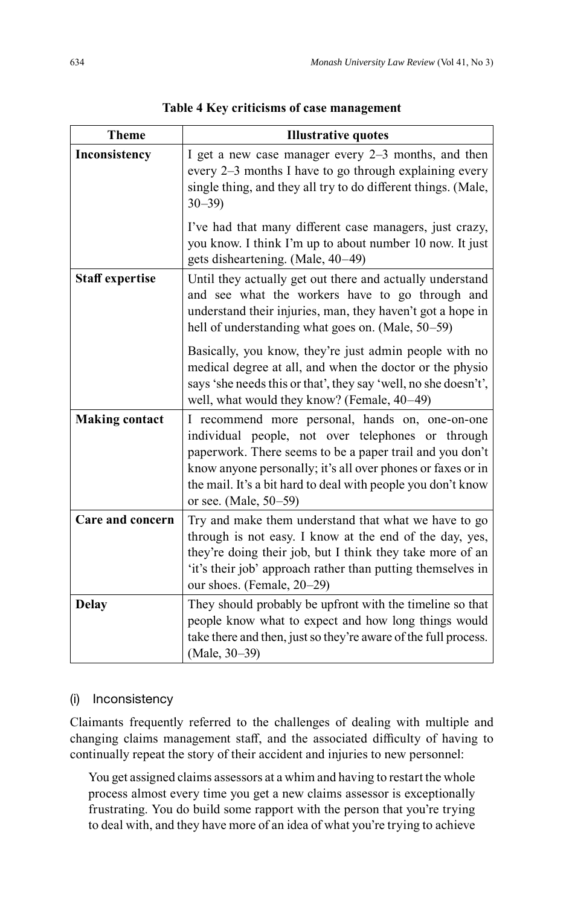**Table 4 Key criticisms of case management**

| Theme | Illustrative quotes |
| --- | --- |
| **Inconsistency** | I get a new case manager every 2–3 months, and then every 2–3 months I have to go through explaining every single thing, and they all try to do different things. (Male, 30–39)<br><br>I've had that many different case managers, just crazy, you know. I think I'm up to about number 10 now. It just gets disheartening. (Male, 40–49) |
| **Staff expertise** | Until they actually get out there and actually understand and see what the workers have to go through and understand their injuries, man, they haven't got a hope in hell of understanding what goes on. (Male, 50–59)<br><br>Basically, you know, they're just admin people with no medical degree at all, and when the doctor or the physio says 'she needs this or that', they say 'well, no she doesn't', well, what would they know? (Female, 40–49) |
| **Making contact** | I recommend more personal, hands on, one-on-one individual people, not over telephones or through paperwork. There seems to be a paper trail and you don't know anyone personally; it's all over phones or faxes or in the mail. It's a bit hard to deal with people you don't know or see. (Male, 50–59) |
| **Care and concern** | Try and make them understand that what we have to go through is not easy. I know at the end of the day, yes, they're doing their job, but I think they take more of an 'it's their job' approach rather than putting themselves in our shoes. (Female, 20–29) |
| **Delay** | They should probably be upfront with the timeline so that people know what to expect and how long things would take there and then, just so they're aware of the full process. (Male, 30–39) |

#### (i) Inconsistency

Claimants frequently referred to the challenges of dealing with multiple and changing claims management staff, and the associated difficulty of having to continually repeat the story of their accident and injuries to new personnel:

> You get assigned claims assessors at a whim and having to restart the whole process almost every time you get a new claims assessor is exceptionally frustrating. You do build some rapport with the person that you're trying to deal with, and they have more of an idea of what you're trying to achieve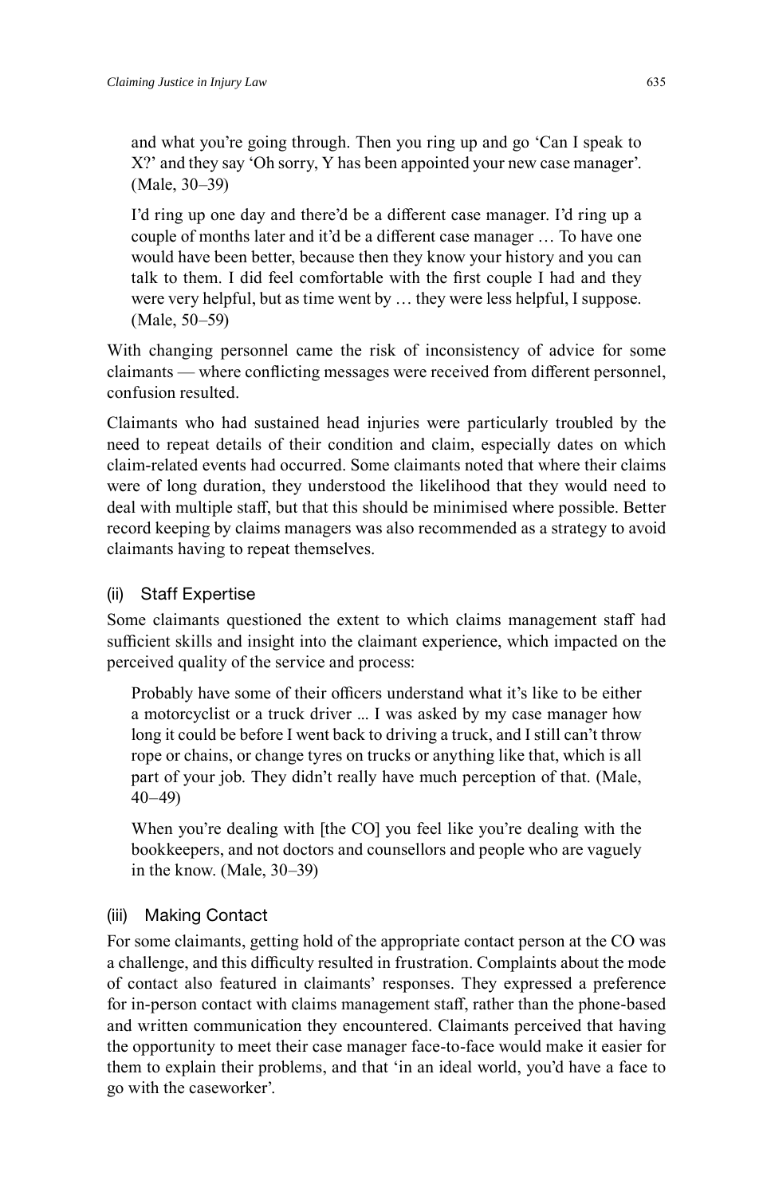> and what you're going through. Then you ring up and go 'Can I speak to X?' and they say 'Oh sorry, Y has been appointed your new case manager'. (Male, 30–39)

> I'd ring up one day and there'd be a different case manager. I'd ring up a couple of months later and it'd be a different case manager … To have one would have been better, because then they know your history and you can talk to them. I did feel comfortable with the first couple I had and they were very helpful, but as time went by … they were less helpful, I suppose. (Male, 50–59)

With changing personnel came the risk of inconsistency of advice for some claimants — where conflicting messages were received from different personnel, confusion resulted.

Claimants who had sustained head injuries were particularly troubled by the need to repeat details of their condition and claim, especially dates on which claim-related events had occurred. Some claimants noted that where their claims were of long duration, they understood the likelihood that they would need to deal with multiple staff, but that this should be minimised where possible. Better record keeping by claims managers was also recommended as a strategy to avoid claimants having to repeat themselves.

#### (ii) Staff Expertise

Some claimants questioned the extent to which claims management staff had sufficient skills and insight into the claimant experience, which impacted on the perceived quality of the service and process:

> Probably have some of their officers understand what it's like to be either a motorcyclist or a truck driver ... I was asked by my case manager how long it could be before I went back to driving a truck, and I still can't throw rope or chains, or change tyres on trucks or anything like that, which is all part of your job. They didn't really have much perception of that. (Male, 40–49)

> When you're dealing with [the CO] you feel like you're dealing with the bookkeepers, and not doctors and counsellors and people who are vaguely in the know. (Male, 30–39)

#### (iii) Making Contact

For some claimants, getting hold of the appropriate contact person at the CO was a challenge, and this difficulty resulted in frustration. Complaints about the mode of contact also featured in claimants' responses. They expressed a preference for in-person contact with claims management staff, rather than the phone-based and written communication they encountered. Claimants perceived that having the opportunity to meet their case manager face-to-face would make it easier for them to explain their problems, and that 'in an ideal world, you'd have a face to go with the caseworker'.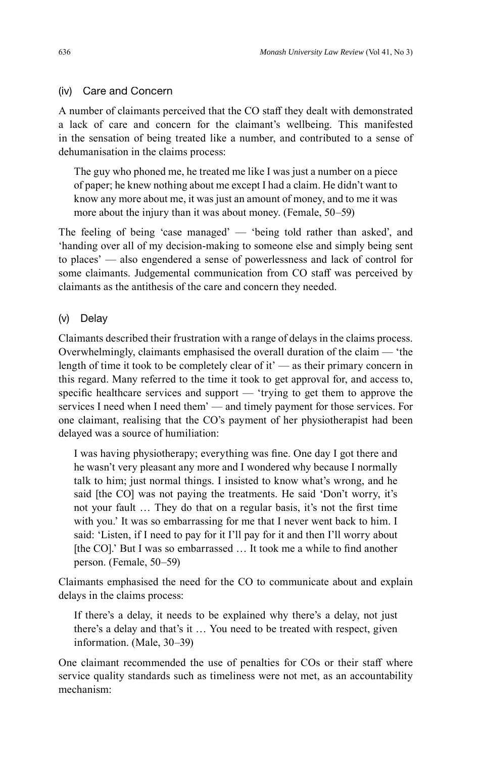### (iv) Care and Concern

A number of claimants perceived that the CO staff they dealt with demonstrated a lack of care and concern for the claimant's wellbeing. This manifested in the sensation of being treated like a number, and contributed to a sense of dehumanisation in the claims process:

> The guy who phoned me, he treated me like I was just a number on a piece of paper; he knew nothing about me except I had a claim. He didn't want to know any more about me, it was just an amount of money, and to me it was more about the injury than it was about money. (Female, 50–59)

The feeling of being 'case managed' — 'being told rather than asked', and 'handing over all of my decision-making to someone else and simply being sent to places' — also engendered a sense of powerlessness and lack of control for some claimants. Judgemental communication from CO staff was perceived by claimants as the antithesis of the care and concern they needed.

### (v) Delay

Claimants described their frustration with a range of delays in the claims process. Overwhelmingly, claimants emphasised the overall duration of the claim — 'the length of time it took to be completely clear of it' — as their primary concern in this regard. Many referred to the time it took to get approval for, and access to, specific healthcare services and support — 'trying to get them to approve the services I need when I need them' — and timely payment for those services. For one claimant, realising that the CO's payment of her physiotherapist had been delayed was a source of humiliation:

> I was having physiotherapy; everything was fine. One day I got there and he wasn't very pleasant any more and I wondered why because I normally talk to him; just normal things. I insisted to know what's wrong, and he said [the CO] was not paying the treatments. He said 'Don't worry, it's not your fault … They do that on a regular basis, it's not the first time with you.' It was so embarrassing for me that I never went back to him. I said: 'Listen, if I need to pay for it I'll pay for it and then I'll worry about [the CO].' But I was so embarrassed … It took me a while to find another person. (Female, 50–59)

Claimants emphasised the need for the CO to communicate about and explain delays in the claims process:

> If there's a delay, it needs to be explained why there's a delay, not just there's a delay and that's it … You need to be treated with respect, given information. (Male, 30–39)

One claimant recommended the use of penalties for COs or their staff where service quality standards such as timeliness were not met, as an accountability mechanism: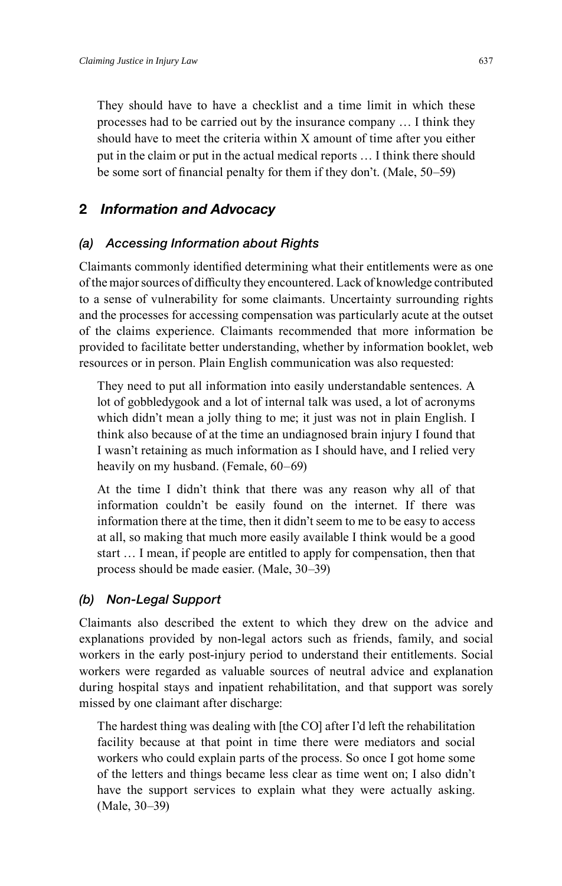> They should have to have a checklist and a time limit in which these processes had to be carried out by the insurance company … I think they should have to meet the criteria within X amount of time after you either put in the claim or put in the actual medical reports … I think there should be some sort of financial penalty for them if they don't. (Male, 50–59)

## 2 *Information and Advocacy*

### *(a) Accessing Information about Rights*

Claimants commonly identified determining what their entitlements were as one of the major sources of difficulty they encountered. Lack of knowledge contributed to a sense of vulnerability for some claimants. Uncertainty surrounding rights and the processes for accessing compensation was particularly acute at the outset of the claims experience. Claimants recommended that more information be provided to facilitate better understanding, whether by information booklet, web resources or in person. Plain English communication was also requested:

> They need to put all information into easily understandable sentences. A lot of gobbledygook and a lot of internal talk was used, a lot of acronyms which didn't mean a jolly thing to me; it just was not in plain English. I think also because of at the time an undiagnosed brain injury I found that I wasn't retaining as much information as I should have, and I relied very heavily on my husband. (Female, 60–69)

> At the time I didn't think that there was any reason why all of that information couldn't be easily found on the internet. If there was information there at the time, then it didn't seem to me to be easy to access at all, so making that much more easily available I think would be a good start … I mean, if people are entitled to apply for compensation, then that process should be made easier. (Male, 30–39)

### *(b) Non-Legal Support*

Claimants also described the extent to which they drew on the advice and explanations provided by non-legal actors such as friends, family, and social workers in the early post-injury period to understand their entitlements. Social workers were regarded as valuable sources of neutral advice and explanation during hospital stays and inpatient rehabilitation, and that support was sorely missed by one claimant after discharge:

> The hardest thing was dealing with [the CO] after I'd left the rehabilitation facility because at that point in time there were mediators and social workers who could explain parts of the process. So once I got home some of the letters and things became less clear as time went on; I also didn't have the support services to explain what they were actually asking. (Male, 30–39)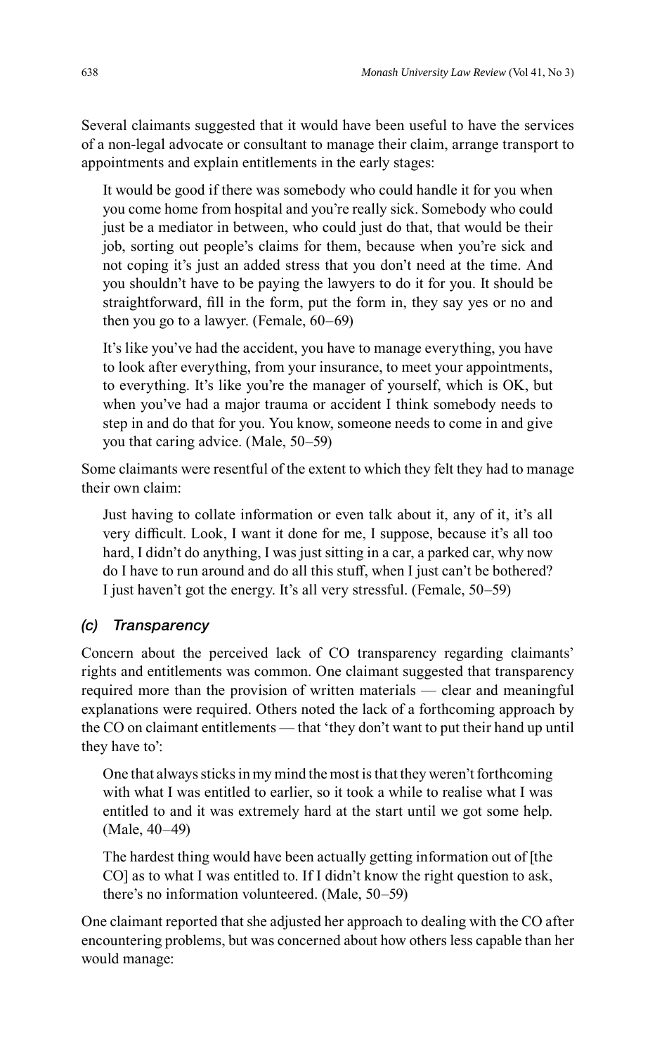Several claimants suggested that it would have been useful to have the services of a non-legal advocate or consultant to manage their claim, arrange transport to appointments and explain entitlements in the early stages:

> It would be good if there was somebody who could handle it for you when you come home from hospital and you're really sick. Somebody who could just be a mediator in between, who could just do that, that would be their job, sorting out people's claims for them, because when you're sick and not coping it's just an added stress that you don't need at the time. And you shouldn't have to be paying the lawyers to do it for you. It should be straightforward, fill in the form, put the form in, they say yes or no and then you go to a lawyer. (Female, 60–69)

> It's like you've had the accident, you have to manage everything, you have to look after everything, from your insurance, to meet your appointments, to everything. It's like you're the manager of yourself, which is OK, but when you've had a major trauma or accident I think somebody needs to step in and do that for you. You know, someone needs to come in and give you that caring advice. (Male, 50–59)

Some claimants were resentful of the extent to which they felt they had to manage their own claim:

> Just having to collate information or even talk about it, any of it, it's all very difficult. Look, I want it done for me, I suppose, because it's all too hard, I didn't do anything, I was just sitting in a car, a parked car, why now do I have to run around and do all this stuff, when I just can't be bothered? I just haven't got the energy. It's all very stressful. (Female, 50–59)

### *(c) Transparency*

Concern about the perceived lack of CO transparency regarding claimants' rights and entitlements was common. One claimant suggested that transparency required more than the provision of written materials — clear and meaningful explanations were required. Others noted the lack of a forthcoming approach by the CO on claimant entitlements — that 'they don't want to put their hand up until they have to':

> One that always sticks in my mind the most is that they weren't forthcoming with what I was entitled to earlier, so it took a while to realise what I was entitled to and it was extremely hard at the start until we got some help. (Male, 40–49)

> The hardest thing would have been actually getting information out of [the CO] as to what I was entitled to. If I didn't know the right question to ask, there's no information volunteered. (Male, 50–59)

One claimant reported that she adjusted her approach to dealing with the CO after encountering problems, but was concerned about how others less capable than her would manage: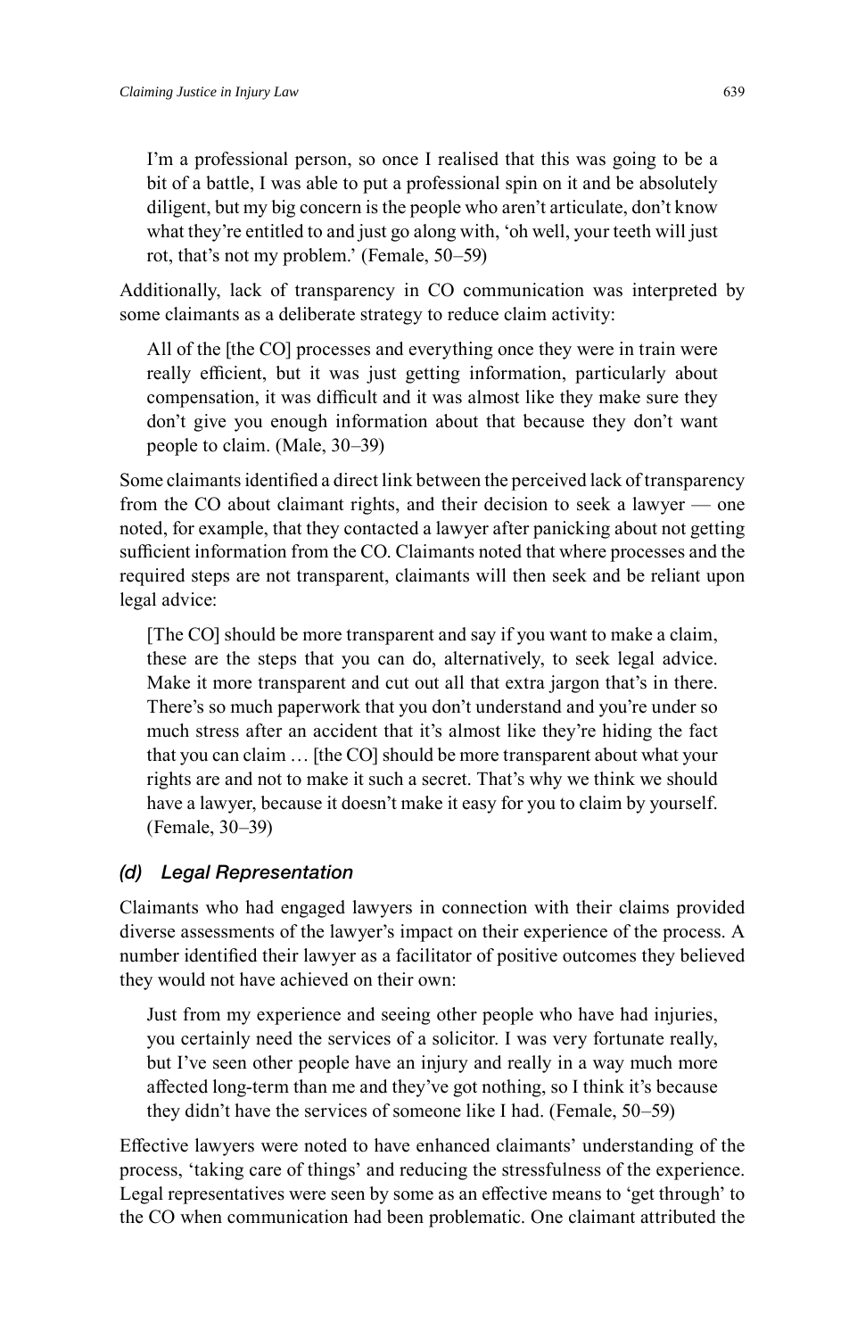> I'm a professional person, so once I realised that this was going to be a bit of a battle, I was able to put a professional spin on it and be absolutely diligent, but my big concern is the people who aren't articulate, don't know what they're entitled to and just go along with, 'oh well, your teeth will just rot, that's not my problem.' (Female, 50–59)

Additionally, lack of transparency in CO communication was interpreted by some claimants as a deliberate strategy to reduce claim activity:

> All of the [the CO] processes and everything once they were in train were really efficient, but it was just getting information, particularly about compensation, it was difficult and it was almost like they make sure they don't give you enough information about that because they don't want people to claim. (Male, 30–39)

Some claimants identified a direct link between the perceived lack of transparency from the CO about claimant rights, and their decision to seek a lawyer — one noted, for example, that they contacted a lawyer after panicking about not getting sufficient information from the CO. Claimants noted that where processes and the required steps are not transparent, claimants will then seek and be reliant upon legal advice:

> [The CO] should be more transparent and say if you want to make a claim, these are the steps that you can do, alternatively, to seek legal advice. Make it more transparent and cut out all that extra jargon that's in there. There's so much paperwork that you don't understand and you're under so much stress after an accident that it's almost like they're hiding the fact that you can claim … [the CO] should be more transparent about what your rights are and not to make it such a secret. That's why we think we should have a lawyer, because it doesn't make it easy for you to claim by yourself. (Female, 30–39)

### *(d) Legal Representation*

Claimants who had engaged lawyers in connection with their claims provided diverse assessments of the lawyer's impact on their experience of the process. A number identified their lawyer as a facilitator of positive outcomes they believed they would not have achieved on their own:

> Just from my experience and seeing other people who have had injuries, you certainly need the services of a solicitor. I was very fortunate really, but I've seen other people have an injury and really in a way much more affected long-term than me and they've got nothing, so I think it's because they didn't have the services of someone like I had. (Female, 50–59)

Effective lawyers were noted to have enhanced claimants' understanding of the process, 'taking care of things' and reducing the stressfulness of the experience. Legal representatives were seen by some as an effective means to 'get through' to the CO when communication had been problematic. One claimant attributed the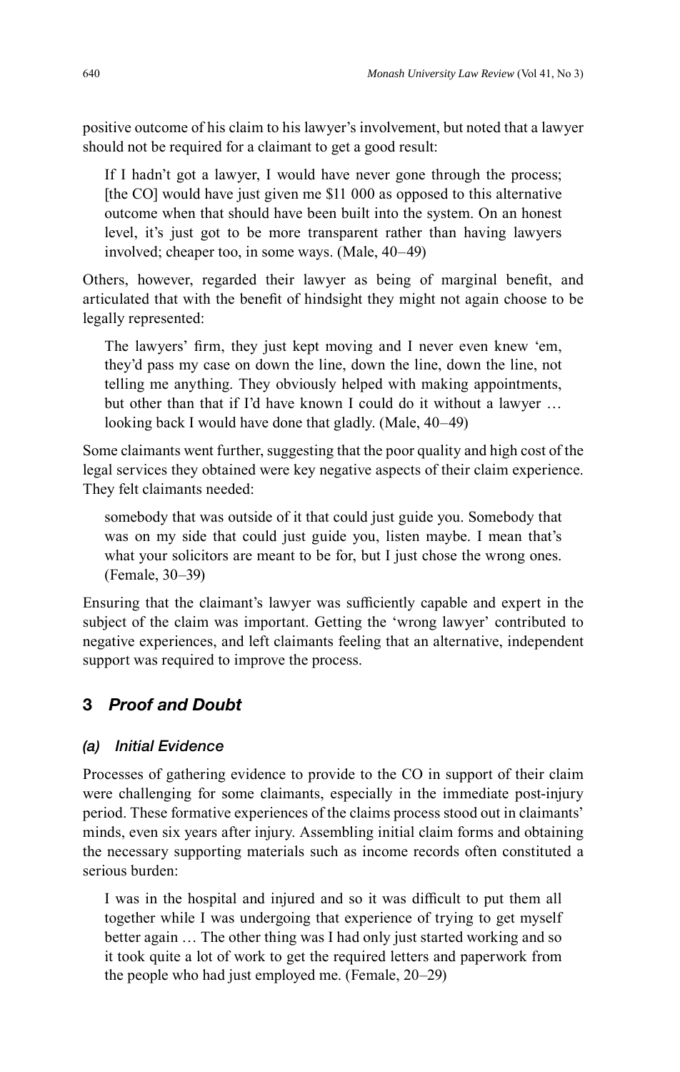positive outcome of his claim to his lawyer's involvement, but noted that a lawyer should not be required for a claimant to get a good result:

> If I hadn't got a lawyer, I would have never gone through the process; [the CO] would have just given me $11 000 as opposed to this alternative outcome when that should have been built into the system. On an honest level, it's just got to be more transparent rather than having lawyers involved; cheaper too, in some ways. (Male, 40–49)

Others, however, regarded their lawyer as being of marginal benefit, and articulated that with the benefit of hindsight they might not again choose to be legally represented:

> The lawyers' firm, they just kept moving and I never even knew 'em, they'd pass my case on down the line, down the line, down the line, not telling me anything. They obviously helped with making appointments, but other than that if I'd have known I could do it without a lawyer … looking back I would have done that gladly. (Male, 40–49)

Some claimants went further, suggesting that the poor quality and high cost of the legal services they obtained were key negative aspects of their claim experience. They felt claimants needed:

> somebody that was outside of it that could just guide you. Somebody that was on my side that could just guide you, listen maybe. I mean that's what your solicitors are meant to be for, but I just chose the wrong ones. (Female, 30–39)

Ensuring that the claimant's lawyer was sufficiently capable and expert in the subject of the claim was important. Getting the 'wrong lawyer' contributed to negative experiences, and left claimants feeling that an alternative, independent support was required to improve the process.

## 3 *Proof and Doubt*

### *(a) Initial Evidence*

Processes of gathering evidence to provide to the CO in support of their claim were challenging for some claimants, especially in the immediate post-injury period. These formative experiences of the claims process stood out in claimants' minds, even six years after injury. Assembling initial claim forms and obtaining the necessary supporting materials such as income records often constituted a serious burden:

> I was in the hospital and injured and so it was difficult to put them all together while I was undergoing that experience of trying to get myself better again … The other thing was I had only just started working and so it took quite a lot of work to get the required letters and paperwork from the people who had just employed me. (Female, 20–29)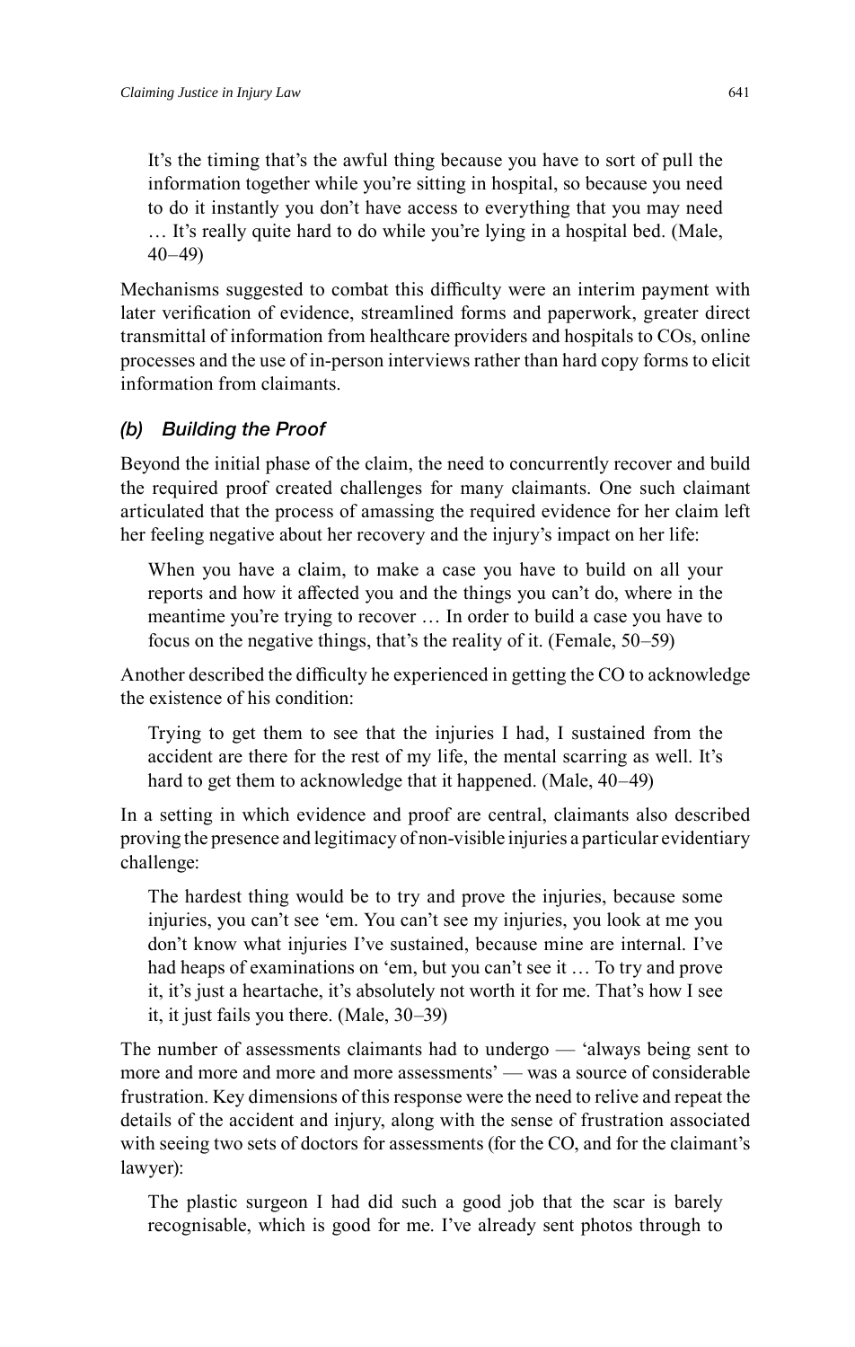> It's the timing that's the awful thing because you have to sort of pull the information together while you're sitting in hospital, so because you need to do it instantly you don't have access to everything that you may need … It's really quite hard to do while you're lying in a hospital bed. (Male, 40–49)

Mechanisms suggested to combat this difficulty were an interim payment with later verification of evidence, streamlined forms and paperwork, greater direct transmittal of information from healthcare providers and hospitals to COs, online processes and the use of in-person interviews rather than hard copy forms to elicit information from claimants.

### *(b) Building the Proof*

Beyond the initial phase of the claim, the need to concurrently recover and build the required proof created challenges for many claimants. One such claimant articulated that the process of amassing the required evidence for her claim left her feeling negative about her recovery and the injury's impact on her life:

> When you have a claim, to make a case you have to build on all your reports and how it affected you and the things you can't do, where in the meantime you're trying to recover … In order to build a case you have to focus on the negative things, that's the reality of it. (Female, 50–59)

Another described the difficulty he experienced in getting the CO to acknowledge the existence of his condition:

> Trying to get them to see that the injuries I had, I sustained from the accident are there for the rest of my life, the mental scarring as well. It's hard to get them to acknowledge that it happened. (Male, 40–49)

In a setting in which evidence and proof are central, claimants also described proving the presence and legitimacy of non-visible injuries a particular evidentiary challenge:

> The hardest thing would be to try and prove the injuries, because some injuries, you can't see 'em. You can't see my injuries, you look at me you don't know what injuries I've sustained, because mine are internal. I've had heaps of examinations on 'em, but you can't see it … To try and prove it, it's just a heartache, it's absolutely not worth it for me. That's how I see it, it just fails you there. (Male, 30–39)

The number of assessments claimants had to undergo — 'always being sent to more and more and more and more assessments' — was a source of considerable frustration. Key dimensions of this response were the need to relive and repeat the details of the accident and injury, along with the sense of frustration associated with seeing two sets of doctors for assessments (for the CO, and for the claimant's lawyer):

> The plastic surgeon I had did such a good job that the scar is barely recognisable, which is good for me. I've already sent photos through to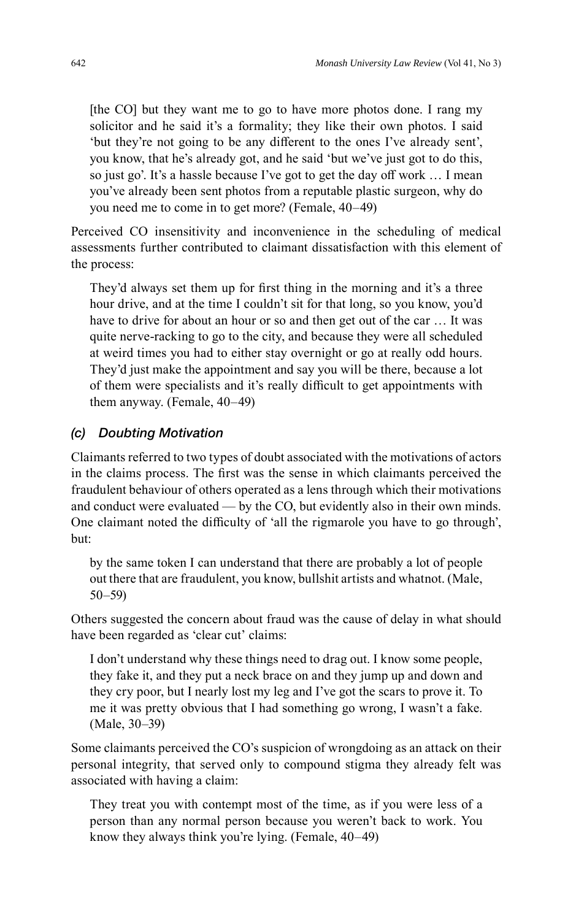> [the CO] but they want me to go to have more photos done. I rang my solicitor and he said it's a formality; they like their own photos. I said 'but they're not going to be any different to the ones I've already sent', you know, that he's already got, and he said 'but we've just got to do this, so just go'. It's a hassle because I've got to get the day off work … I mean you've already been sent photos from a reputable plastic surgeon, why do you need me to come in to get more? (Female, 40–49)

Perceived CO insensitivity and inconvenience in the scheduling of medical assessments further contributed to claimant dissatisfaction with this element of the process:

> They'd always set them up for first thing in the morning and it's a three hour drive, and at the time I couldn't sit for that long, so you know, you'd have to drive for about an hour or so and then get out of the car … It was quite nerve-racking to go to the city, and because they were all scheduled at weird times you had to either stay overnight or go at really odd hours. They'd just make the appointment and say you will be there, because a lot of them were specialists and it's really difficult to get appointments with them anyway. (Female, 40–49)

### *(c) Doubting Motivation*

Claimants referred to two types of doubt associated with the motivations of actors in the claims process. The first was the sense in which claimants perceived the fraudulent behaviour of others operated as a lens through which their motivations and conduct were evaluated — by the CO, but evidently also in their own minds. One claimant noted the difficulty of 'all the rigmarole you have to go through', but:

> by the same token I can understand that there are probably a lot of people out there that are fraudulent, you know, bullshit artists and whatnot. (Male, 50–59)

Others suggested the concern about fraud was the cause of delay in what should have been regarded as 'clear cut' claims:

> I don't understand why these things need to drag out. I know some people, they fake it, and they put a neck brace on and they jump up and down and they cry poor, but I nearly lost my leg and I've got the scars to prove it. To me it was pretty obvious that I had something go wrong, I wasn't a fake. (Male, 30–39)

Some claimants perceived the CO's suspicion of wrongdoing as an attack on their personal integrity, that served only to compound stigma they already felt was associated with having a claim:

> They treat you with contempt most of the time, as if you were less of a person than any normal person because you weren't back to work. You know they always think you're lying. (Female, 40–49)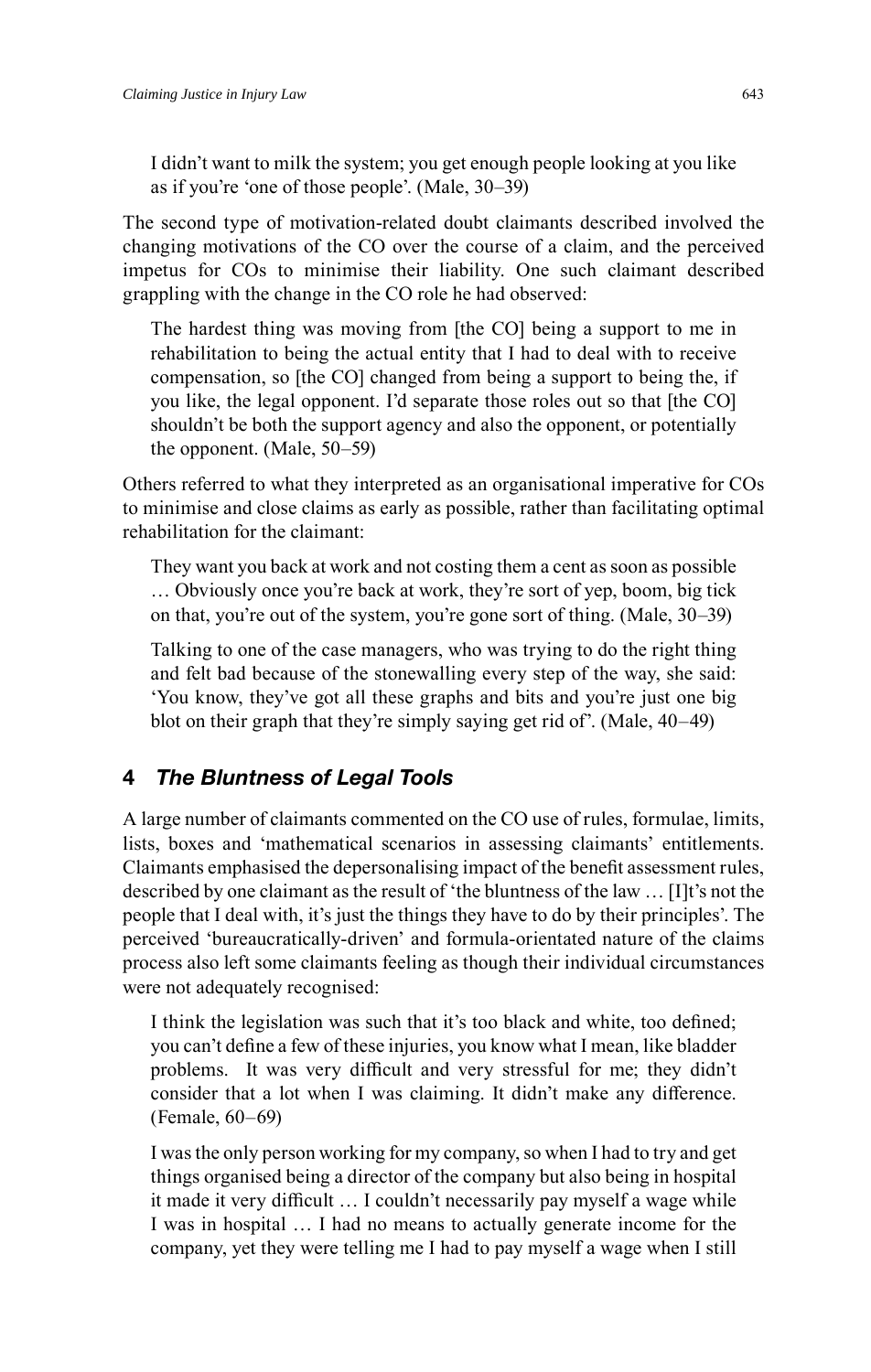> I didn't want to milk the system; you get enough people looking at you like as if you're 'one of those people'. (Male, 30–39)

The second type of motivation-related doubt claimants described involved the changing motivations of the CO over the course of a claim, and the perceived impetus for COs to minimise their liability. One such claimant described grappling with the change in the CO role he had observed:

> The hardest thing was moving from [the CO] being a support to me in rehabilitation to being the actual entity that I had to deal with to receive compensation, so [the CO] changed from being a support to being the, if you like, the legal opponent. I'd separate those roles out so that [the CO] shouldn't be both the support agency and also the opponent, or potentially the opponent. (Male, 50–59)

Others referred to what they interpreted as an organisational imperative for COs to minimise and close claims as early as possible, rather than facilitating optimal rehabilitation for the claimant:

> They want you back at work and not costing them a cent as soon as possible … Obviously once you're back at work, they're sort of yep, boom, big tick on that, you're out of the system, you're gone sort of thing. (Male, 30–39)

> Talking to one of the case managers, who was trying to do the right thing and felt bad because of the stonewalling every step of the way, she said: 'You know, they've got all these graphs and bits and you're just one big blot on their graph that they're simply saying get rid of'. (Male, 40–49)

## 4 *The Bluntness of Legal Tools*

A large number of claimants commented on the CO use of rules, formulae, limits, lists, boxes and 'mathematical scenarios in assessing claimants' entitlements. Claimants emphasised the depersonalising impact of the benefit assessment rules, described by one claimant as the result of 'the bluntness of the law … [I]t's not the people that I deal with, it's just the things they have to do by their principles'. The perceived 'bureaucratically-driven' and formula-orientated nature of the claims process also left some claimants feeling as though their individual circumstances were not adequately recognised:

> I think the legislation was such that it's too black and white, too defined; you can't define a few of these injuries, you know what I mean, like bladder problems. It was very difficult and very stressful for me; they didn't consider that a lot when I was claiming. It didn't make any difference. (Female, 60–69)

> I was the only person working for my company, so when I had to try and get things organised being a director of the company but also being in hospital it made it very difficult … I couldn't necessarily pay myself a wage while I was in hospital … I had no means to actually generate income for the company, yet they were telling me I had to pay myself a wage when I still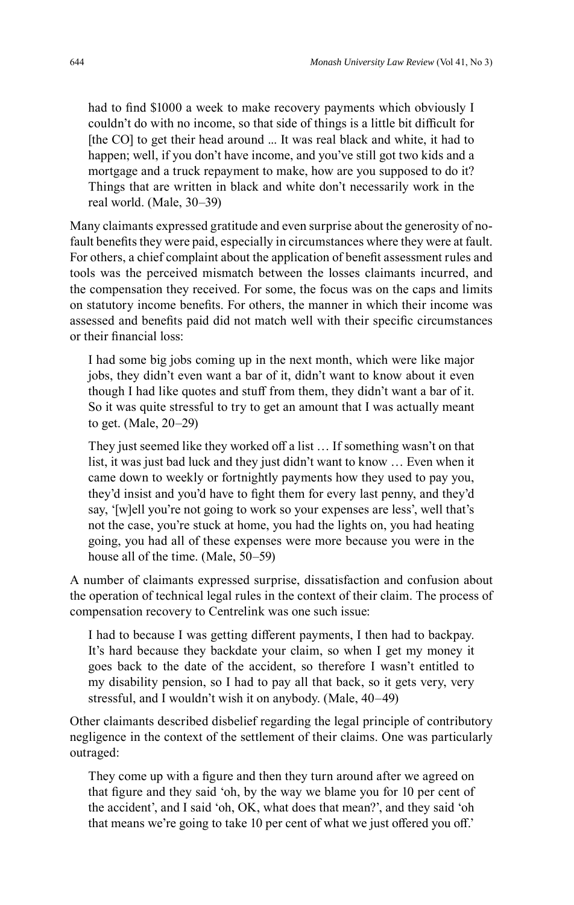had to find $1000 a week to make recovery payments which obviously I couldn't do with no income, so that side of things is a little bit difficult for [the CO] to get their head around ... It was real black and white, it had to happen; well, if you don't have income, and you've still got two kids and a mortgage and a truck repayment to make, how are you supposed to do it? Things that are written in black and white don't necessarily work in the real world. (Male, 30–39)

Many claimants expressed gratitude and even surprise about the generosity of no-fault benefits they were paid, especially in circumstances where they were at fault. For others, a chief complaint about the application of benefit assessment rules and tools was the perceived mismatch between the losses claimants incurred, and the compensation they received. For some, the focus was on the caps and limits on statutory income benefits. For others, the manner in which their income was assessed and benefits paid did not match well with their specific circumstances or their financial loss:

> I had some big jobs coming up in the next month, which were like major jobs, they didn't even want a bar of it, didn't want to know about it even though I had like quotes and stuff from them, they didn't want a bar of it. So it was quite stressful to try to get an amount that I was actually meant to get. (Male, 20–29)

> They just seemed like they worked off a list … If something wasn't on that list, it was just bad luck and they just didn't want to know … Even when it came down to weekly or fortnightly payments how they used to pay you, they'd insist and you'd have to fight them for every last penny, and they'd say, '[w]ell you're not going to work so your expenses are less', well that's not the case, you're stuck at home, you had the lights on, you had heating going, you had all of these expenses were more because you were in the house all of the time. (Male, 50–59)

A number of claimants expressed surprise, dissatisfaction and confusion about the operation of technical legal rules in the context of their claim. The process of compensation recovery to Centrelink was one such issue:

> I had to because I was getting different payments, I then had to backpay. It's hard because they backdate your claim, so when I get my money it goes back to the date of the accident, so therefore I wasn't entitled to my disability pension, so I had to pay all that back, so it gets very, very stressful, and I wouldn't wish it on anybody. (Male, 40–49)

Other claimants described disbelief regarding the legal principle of contributory negligence in the context of the settlement of their claims. One was particularly outraged:

> They come up with a figure and then they turn around after we agreed on that figure and they said 'oh, by the way we blame you for 10 per cent of the accident', and I said 'oh, OK, what does that mean?', and they said 'oh that means we're going to take 10 per cent of what we just offered you off.'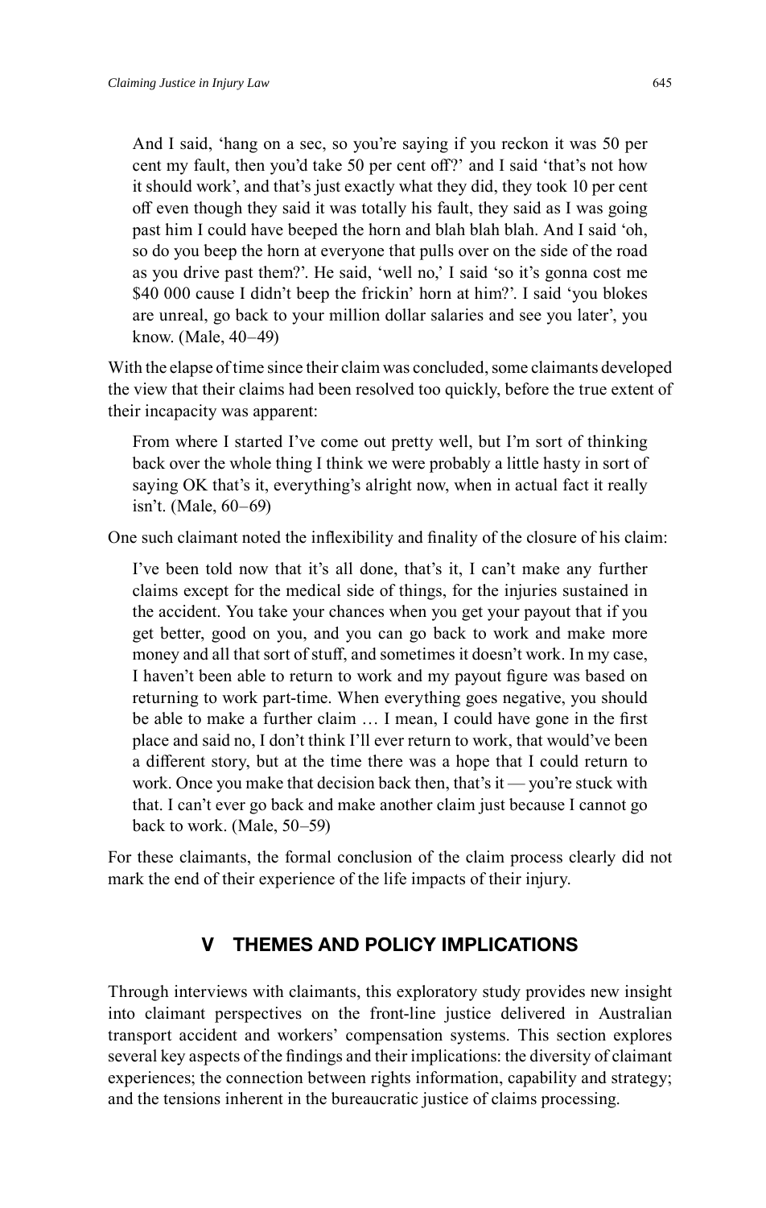> And I said, 'hang on a sec, so you're saying if you reckon it was 50 per cent my fault, then you'd take 50 per cent off?' and I said 'that's not how it should work', and that's just exactly what they did, they took 10 per cent off even though they said it was totally his fault, they said as I was going past him I could have beeped the horn and blah blah blah. And I said 'oh, so do you beep the horn at everyone that pulls over on the side of the road as you drive past them?'. He said, 'well no,' I said 'so it's gonna cost me \$40 000 cause I didn't beep the frickin' horn at him?'. I said 'you blokes are unreal, go back to your million dollar salaries and see you later', you know. (Male, 40–49)

With the elapse of time since their claim was concluded, some claimants developed the view that their claims had been resolved too quickly, before the true extent of their incapacity was apparent:

> From where I started I've come out pretty well, but I'm sort of thinking back over the whole thing I think we were probably a little hasty in sort of saying OK that's it, everything's alright now, when in actual fact it really isn't. (Male, 60–69)

One such claimant noted the inflexibility and finality of the closure of his claim:

> I've been told now that it's all done, that's it, I can't make any further claims except for the medical side of things, for the injuries sustained in the accident. You take your chances when you get your payout that if you get better, good on you, and you can go back to work and make more money and all that sort of stuff, and sometimes it doesn't work. In my case, I haven't been able to return to work and my payout figure was based on returning to work part-time. When everything goes negative, you should be able to make a further claim … I mean, I could have gone in the first place and said no, I don't think I'll ever return to work, that would've been a different story, but at the time there was a hope that I could return to work. Once you make that decision back then, that's it — you're stuck with that. I can't ever go back and make another claim just because I cannot go back to work. (Male, 50–59)

For these claimants, the formal conclusion of the claim process clearly did not mark the end of their experience of the life impacts of their injury.

## V THEMES AND POLICY IMPLICATIONS

Through interviews with claimants, this exploratory study provides new insight into claimant perspectives on the front-line justice delivered in Australian transport accident and workers' compensation systems. This section explores several key aspects of the findings and their implications: the diversity of claimant experiences; the connection between rights information, capability and strategy; and the tensions inherent in the bureaucratic justice of claims processing.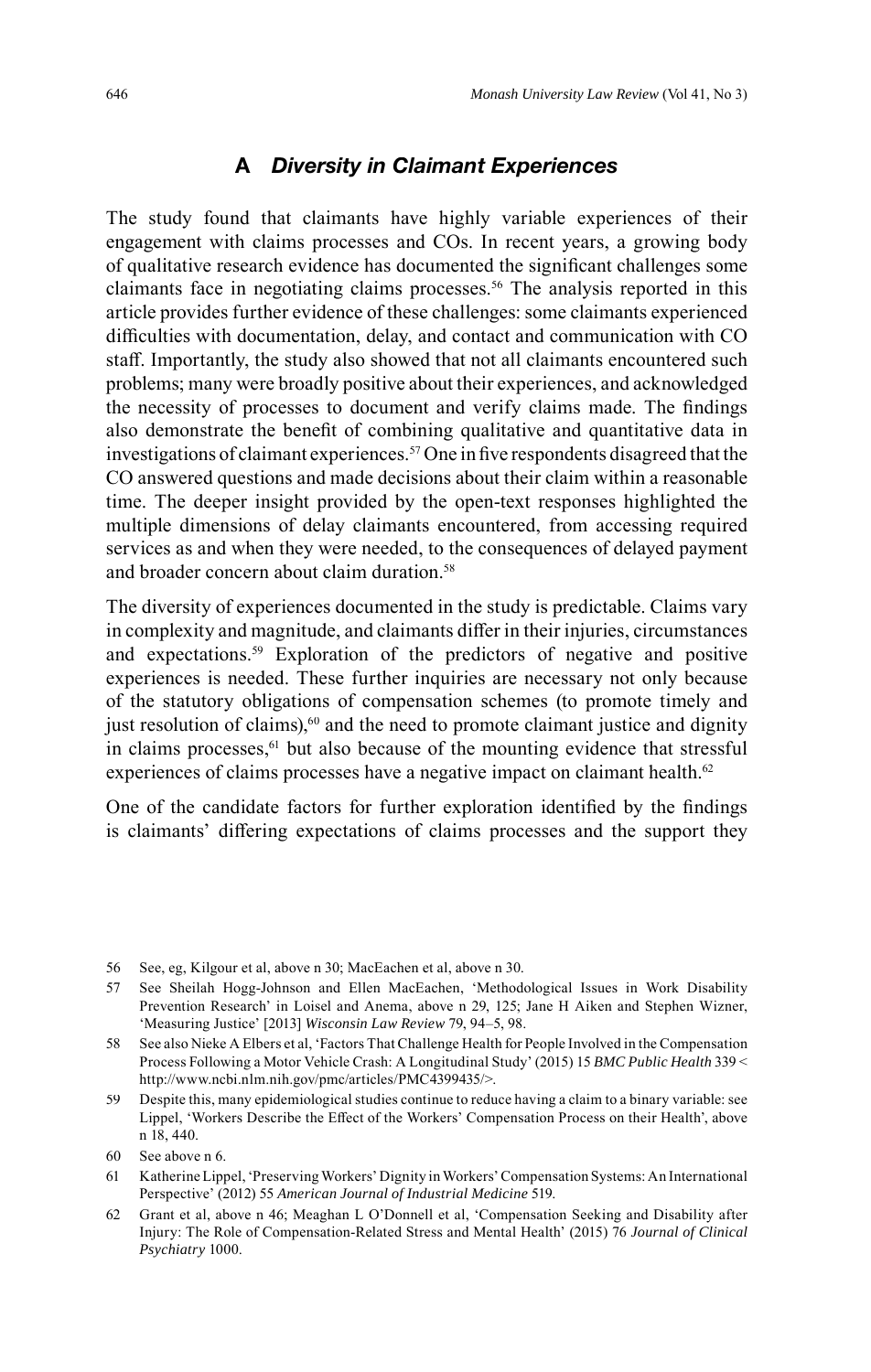### A *Diversity in Claimant Experiences*

The study found that claimants have highly variable experiences of their engagement with claims processes and COs. In recent years, a growing body of qualitative research evidence has documented the significant challenges some claimants face in negotiating claims processes.[56] The analysis reported in this article provides further evidence of these challenges: some claimants experienced difficulties with documentation, delay, and contact and communication with CO staff. Importantly, the study also showed that not all claimants encountered such problems; many were broadly positive about their experiences, and acknowledged the necessity of processes to document and verify claims made. The findings also demonstrate the benefit of combining qualitative and quantitative data in investigations of claimant experiences.[57] One in five respondents disagreed that the CO answered questions and made decisions about their claim within a reasonable time. The deeper insight provided by the open-text responses highlighted the multiple dimensions of delay claimants encountered, from accessing required services as and when they were needed, to the consequences of delayed payment and broader concern about claim duration.[58]

The diversity of experiences documented in the study is predictable. Claims vary in complexity and magnitude, and claimants differ in their injuries, circumstances and expectations.[59] Exploration of the predictors of negative and positive experiences is needed. These further inquiries are necessary not only because of the statutory obligations of compensation schemes (to promote timely and just resolution of claims),[60] and the need to promote claimant justice and dignity in claims processes,[61] but also because of the mounting evidence that stressful experiences of claims processes have a negative impact on claimant health.[62]

One of the candidate factors for further exploration identified by the findings is claimants' differing expectations of claims processes and the support they

---

56 See, eg, Kilgour et al, above n 30; MacEachen et al, above n 30.

57 See Sheilah Hogg-Johnson and Ellen MacEachen, 'Methodological Issues in Work Disability Prevention Research' in Loisel and Anema, above n 29, 125; Jane H Aiken and Stephen Wizner, 'Measuring Justice' [2013] *Wisconsin Law Review* 79, 94–5, 98.

58 See also Nieke A Elbers et al, 'Factors That Challenge Health for People Involved in the Compensation Process Following a Motor Vehicle Crash: A Longitudinal Study' (2015) 15 *BMC Public Health* 339 <http://www.ncbi.nlm.nih.gov/pmc/articles/PMC4399435/>.

59 Despite this, many epidemiological studies continue to reduce having a claim to a binary variable: see Lippel, 'Workers Describe the Effect of the Workers' Compensation Process on their Health', above n 18, 440.

60 See above n 6.

61 Katherine Lippel, 'Preserving Workers' Dignity in Workers' Compensation Systems: An International Perspective' (2012) 55 *American Journal of Industrial Medicine* 519.

62 Grant et al, above n 46; Meaghan L O'Donnell et al, 'Compensation Seeking and Disability after Injury: The Role of Compensation-Related Stress and Mental Health' (2015) 76 *Journal of Clinical Psychiatry* 1000.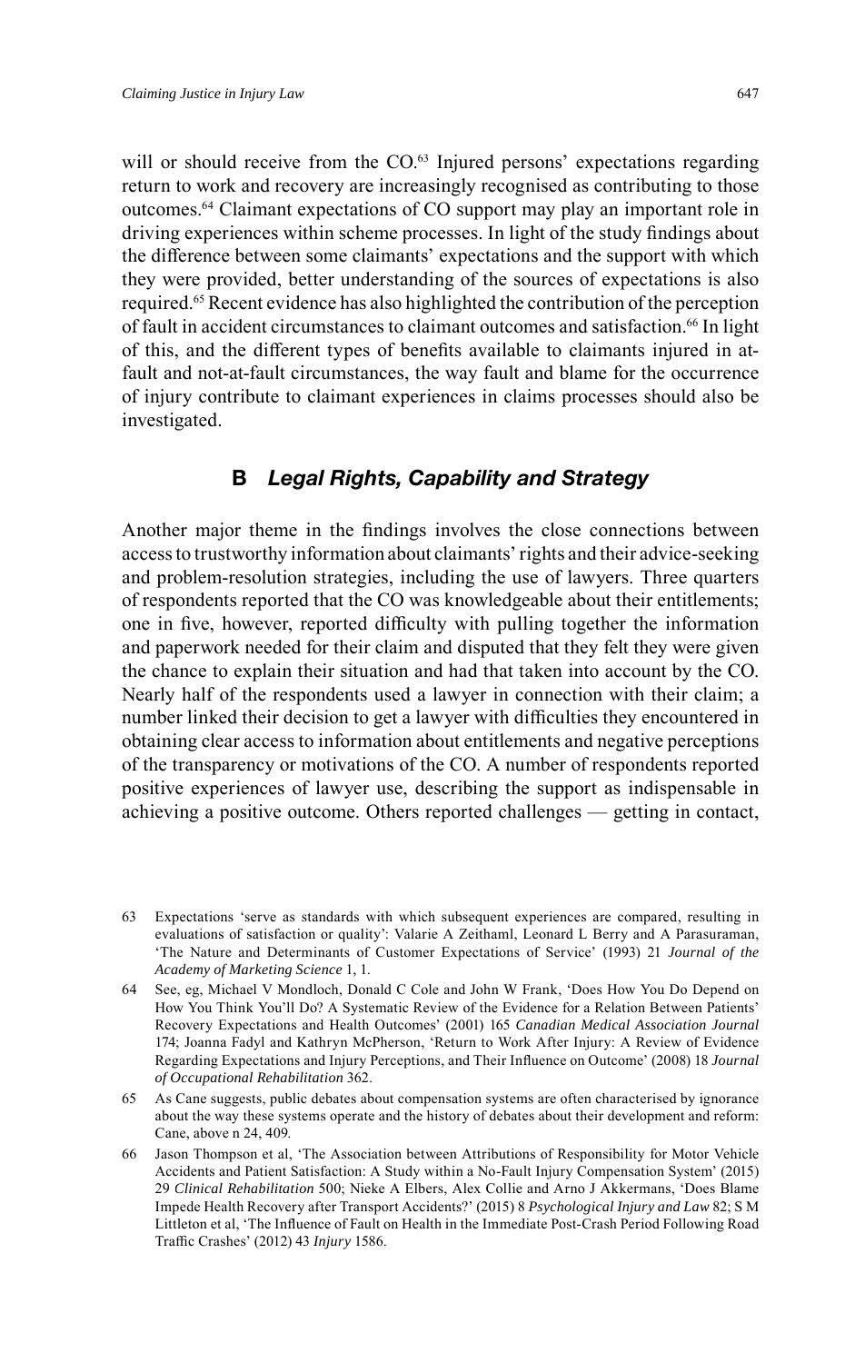will or should receive from the CO.[63] Injured persons' expectations regarding return to work and recovery are increasingly recognised as contributing to those outcomes.[64] Claimant expectations of CO support may play an important role in driving experiences within scheme processes. In light of the study findings about the difference between some claimants' expectations and the support with which they were provided, better understanding of the sources of expectations is also required.[65] Recent evidence has also highlighted the contribution of the perception of fault in accident circumstances to claimant outcomes and satisfaction.[66] In light of this, and the different types of benefits available to claimants injured in at-fault and not-at-fault circumstances, the way fault and blame for the occurrence of injury contribute to claimant experiences in claims processes should also be investigated.

## B *Legal Rights, Capability and Strategy*

Another major theme in the findings involves the close connections between access to trustworthy information about claimants' rights and their advice-seeking and problem-resolution strategies, including the use of lawyers. Three quarters of respondents reported that the CO was knowledgeable about their entitlements; one in five, however, reported difficulty with pulling together the information and paperwork needed for their claim and disputed that they felt they were given the chance to explain their situation and had that taken into account by the CO. Nearly half of the respondents used a lawyer in connection with their claim; a number linked their decision to get a lawyer with difficulties they encountered in obtaining clear access to information about entitlements and negative perceptions of the transparency or motivations of the CO. A number of respondents reported positive experiences of lawyer use, describing the support as indispensable in achieving a positive outcome. Others reported challenges — getting in contact,

63 Expectations 'serve as standards with which subsequent experiences are compared, resulting in evaluations of satisfaction or quality': Valarie A Zeithaml, Leonard L Berry and A Parasuraman, 'The Nature and Determinants of Customer Expectations of Service' (1993) 21 *Journal of the Academy of Marketing Science* 1, 1.

64 See, eg, Michael V Mondloch, Donald C Cole and John W Frank, 'Does How You Do Depend on How You Think You'll Do? A Systematic Review of the Evidence for a Relation Between Patients' Recovery Expectations and Health Outcomes' (2001) 165 *Canadian Medical Association Journal* 174; Joanna Fadyl and Kathryn McPherson, 'Return to Work After Injury: A Review of Evidence Regarding Expectations and Injury Perceptions, and Their Influence on Outcome' (2008) 18 *Journal of Occupational Rehabilitation* 362.

65 As Cane suggests, public debates about compensation systems are often characterised by ignorance about the way these systems operate and the history of debates about their development and reform: Cane, above n 24, 409.

66 Jason Thompson et al, 'The Association between Attributions of Responsibility for Motor Vehicle Accidents and Patient Satisfaction: A Study within a No-Fault Injury Compensation System' (2015) 29 *Clinical Rehabilitation* 500; Nieke A Elbers, Alex Collie and Arno J Akkermans, 'Does Blame Impede Health Recovery after Transport Accidents?' (2015) 8 *Psychological Injury and Law* 82; S M Littleton et al, 'The Influence of Fault on Health in the Immediate Post-Crash Period Following Road Traffic Crashes' (2012) 43 *Injury* 1586.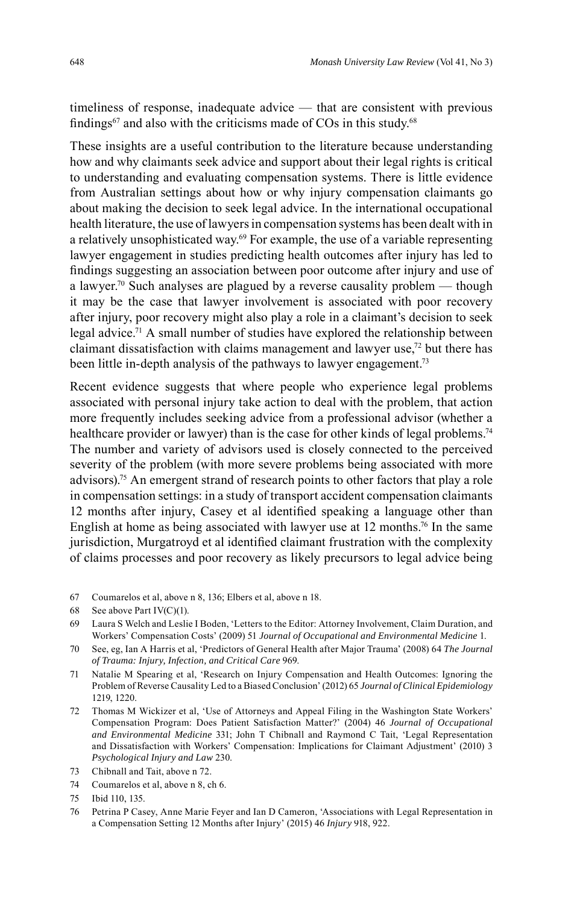timeliness of response, inadequate advice — that are consistent with previous findings[67] and also with the criticisms made of COs in this study.[68]

These insights are a useful contribution to the literature because understanding how and why claimants seek advice and support about their legal rights is critical to understanding and evaluating compensation systems. There is little evidence from Australian settings about how or why injury compensation claimants go about making the decision to seek legal advice. In the international occupational health literature, the use of lawyers in compensation systems has been dealt with in a relatively unsophisticated way.[69] For example, the use of a variable representing lawyer engagement in studies predicting health outcomes after injury has led to findings suggesting an association between poor outcome after injury and use of a lawyer.[70] Such analyses are plagued by a reverse causality problem — though it may be the case that lawyer involvement is associated with poor recovery after injury, poor recovery might also play a role in a claimant's decision to seek legal advice.[71] A small number of studies have explored the relationship between claimant dissatisfaction with claims management and lawyer use,[72] but there has been little in-depth analysis of the pathways to lawyer engagement.[73]

Recent evidence suggests that where people who experience legal problems associated with personal injury take action to deal with the problem, that action more frequently includes seeking advice from a professional advisor (whether a healthcare provider or lawyer) than is the case for other kinds of legal problems.[74] The number and variety of advisors used is closely connected to the perceived severity of the problem (with more severe problems being associated with more advisors).[75] An emergent strand of research points to other factors that play a role in compensation settings: in a study of transport accident compensation claimants 12 months after injury, Casey et al identified speaking a language other than English at home as being associated with lawyer use at 12 months.[76] In the same jurisdiction, Murgatroyd et al identified claimant frustration with the complexity of claims processes and poor recovery as likely precursors to legal advice being

67 Coumarelos et al, above n 8, 136; Elbers et al, above n 18.

68 See above Part IV(C)(1).

69 Laura S Welch and Leslie I Boden, 'Letters to the Editor: Attorney Involvement, Claim Duration, and Workers' Compensation Costs' (2009) 51 *Journal of Occupational and Environmental Medicine* 1.

70 See, eg, Ian A Harris et al, 'Predictors of General Health after Major Trauma' (2008) 64 *The Journal of Trauma: Injury, Infection, and Critical Care* 969.

71 Natalie M Spearing et al, 'Research on Injury Compensation and Health Outcomes: Ignoring the Problem of Reverse Causality Led to a Biased Conclusion' (2012) 65 *Journal of Clinical Epidemiology* 1219, 1220.

72 Thomas M Wickizer et al, 'Use of Attorneys and Appeal Filing in the Washington State Workers' Compensation Program: Does Patient Satisfaction Matter?' (2004) 46 *Journal of Occupational and Environmental Medicine* 331; John T Chibnall and Raymond C Tait, 'Legal Representation and Dissatisfaction with Workers' Compensation: Implications for Claimant Adjustment' (2010) 3 *Psychological Injury and Law* 230.

73 Chibnall and Tait, above n 72.

74 Coumarelos et al, above n 8, ch 6.

75 Ibid 110, 135.

76 Petrina P Casey, Anne Marie Feyer and Ian D Cameron, 'Associations with Legal Representation in a Compensation Setting 12 Months after Injury' (2015) 46 *Injury* 918, 922.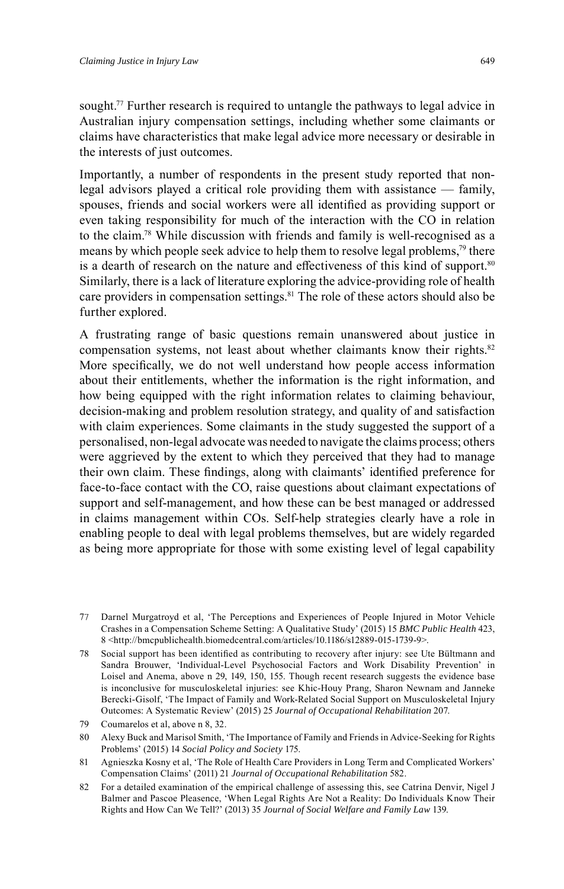sought.[77] Further research is required to untangle the pathways to legal advice in Australian injury compensation settings, including whether some claimants or claims have characteristics that make legal advice more necessary or desirable in the interests of just outcomes.

Importantly, a number of respondents in the present study reported that non-legal advisors played a critical role providing them with assistance — family, spouses, friends and social workers were all identified as providing support or even taking responsibility for much of the interaction with the CO in relation to the claim.[78] While discussion with friends and family is well-recognised as a means by which people seek advice to help them to resolve legal problems,[79] there is a dearth of research on the nature and effectiveness of this kind of support.[80] Similarly, there is a lack of literature exploring the advice-providing role of health care providers in compensation settings.[81] The role of these actors should also be further explored.

A frustrating range of basic questions remain unanswered about justice in compensation systems, not least about whether claimants know their rights.[82] More specifically, we do not well understand how people access information about their entitlements, whether the information is the right information, and how being equipped with the right information relates to claiming behaviour, decision-making and problem resolution strategy, and quality of and satisfaction with claim experiences. Some claimants in the study suggested the support of a personalised, non-legal advocate was needed to navigate the claims process; others were aggrieved by the extent to which they perceived that they had to manage their own claim. These findings, along with claimants' identified preference for face-to-face contact with the CO, raise questions about claimant expectations of support and self-management, and how these can be best managed or addressed in claims management within COs. Self-help strategies clearly have a role in enabling people to deal with legal problems themselves, but are widely regarded as being more appropriate for those with some existing level of legal capability

---

77 Darnel Murgatroyd et al, 'The Perceptions and Experiences of People Injured in Motor Vehicle Crashes in a Compensation Scheme Setting: A Qualitative Study' (2015) 15 *BMC Public Health* 423, 8 <http://bmcpublichealth.biomedcentral.com/articles/10.1186/s12889-015-1739-9>.

78 Social support has been identified as contributing to recovery after injury: see Ute Bültmann and Sandra Brouwer, 'Individual-Level Psychosocial Factors and Work Disability Prevention' in Loisel and Anema, above n 29, 149, 150, 155. Though recent research suggests the evidence base is inconclusive for musculoskeletal injuries: see Khic-Houy Prang, Sharon Newnam and Janneke Berecki-Gisolf, 'The Impact of Family and Work-Related Social Support on Musculoskeletal Injury Outcomes: A Systematic Review' (2015) 25 *Journal of Occupational Rehabilitation* 207.

79 Coumarelos et al, above n 8, 32.

80 Alexy Buck and Marisol Smith, 'The Importance of Family and Friends in Advice-Seeking for Rights Problems' (2015) 14 *Social Policy and Society* 175.

81 Agnieszka Kosny et al, 'The Role of Health Care Providers in Long Term and Complicated Workers' Compensation Claims' (2011) 21 *Journal of Occupational Rehabilitation* 582.

82 For a detailed examination of the empirical challenge of assessing this, see Catrina Denvir, Nigel J Balmer and Pascoe Pleasence, 'When Legal Rights Are Not a Reality: Do Individuals Know Their Rights and How Can We Tell?' (2013) 35 *Journal of Social Welfare and Family Law* 139.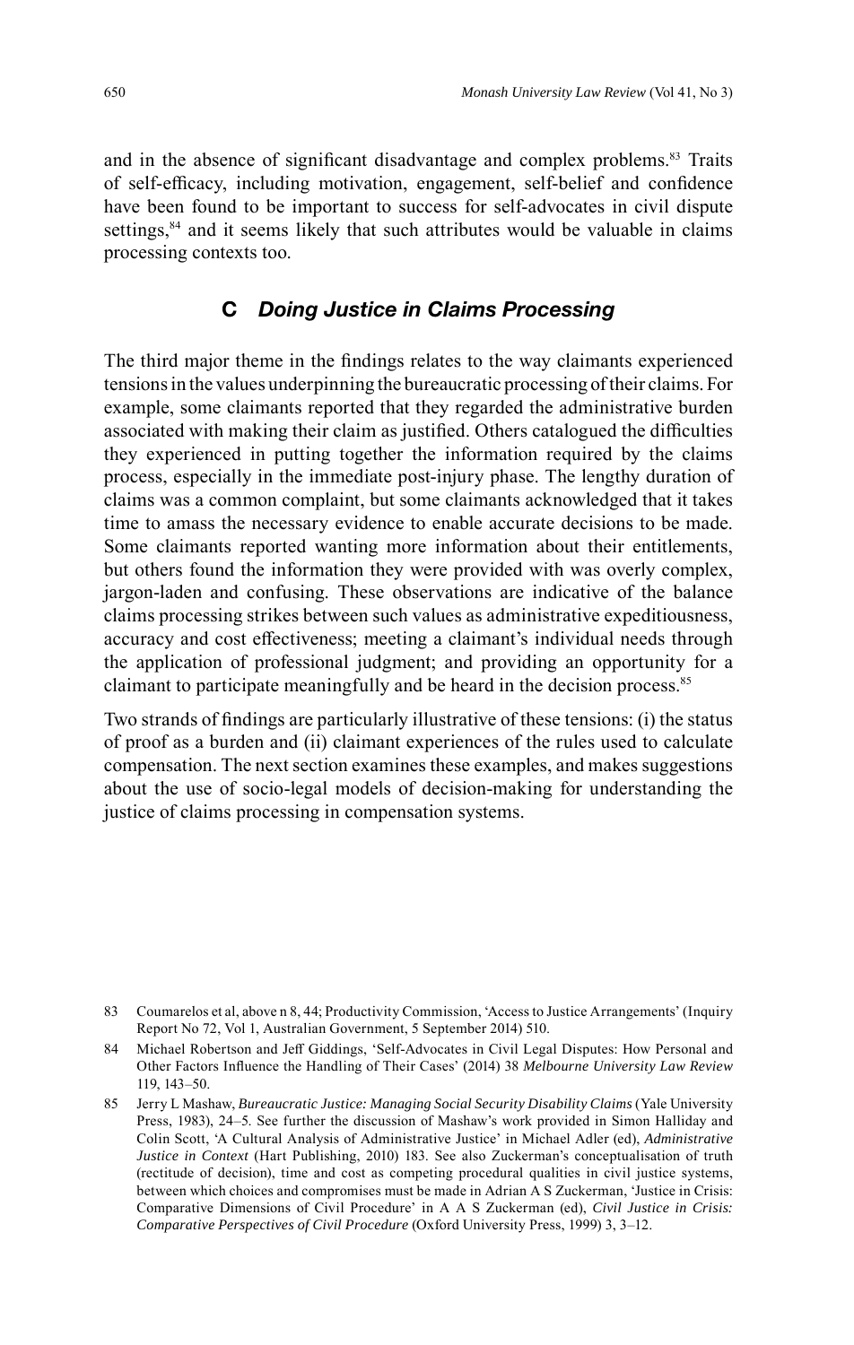and in the absence of significant disadvantage and complex problems.[83] Traits of self-efficacy, including motivation, engagement, self-belief and confidence have been found to be important to success for self-advocates in civil dispute settings,[84] and it seems likely that such attributes would be valuable in claims processing contexts too.

## C *Doing Justice in Claims Processing*

The third major theme in the findings relates to the way claimants experienced tensions in the values underpinning the bureaucratic processing of their claims. For example, some claimants reported that they regarded the administrative burden associated with making their claim as justified. Others catalogued the difficulties they experienced in putting together the information required by the claims process, especially in the immediate post-injury phase. The lengthy duration of claims was a common complaint, but some claimants acknowledged that it takes time to amass the necessary evidence to enable accurate decisions to be made. Some claimants reported wanting more information about their entitlements, but others found the information they were provided with was overly complex, jargon-laden and confusing. These observations are indicative of the balance claims processing strikes between such values as administrative expeditiousness, accuracy and cost effectiveness; meeting a claimant's individual needs through the application of professional judgment; and providing an opportunity for a claimant to participate meaningfully and be heard in the decision process.[85]

Two strands of findings are particularly illustrative of these tensions: (i) the status of proof as a burden and (ii) claimant experiences of the rules used to calculate compensation. The next section examines these examples, and makes suggestions about the use of socio-legal models of decision-making for understanding the justice of claims processing in compensation systems.

---

83 Coumarelos et al, above n 8, 44; Productivity Commission, 'Access to Justice Arrangements' (Inquiry Report No 72, Vol 1, Australian Government, 5 September 2014) 510.

84 Michael Robertson and Jeff Giddings, 'Self-Advocates in Civil Legal Disputes: How Personal and Other Factors Influence the Handling of Their Cases' (2014) 38 *Melbourne University Law Review* 119, 143–50.

85 Jerry L Mashaw, *Bureaucratic Justice: Managing Social Security Disability Claims* (Yale University Press, 1983), 24–5. See further the discussion of Mashaw's work provided in Simon Halliday and Colin Scott, 'A Cultural Analysis of Administrative Justice' in Michael Adler (ed), *Administrative Justice in Context* (Hart Publishing, 2010) 183. See also Zuckerman's conceptualisation of truth (rectitude of decision), time and cost as competing procedural qualities in civil justice systems, between which choices and compromises must be made in Adrian A S Zuckerman, 'Justice in Crisis: Comparative Dimensions of Civil Procedure' in A A S Zuckerman (ed), *Civil Justice in Crisis: Comparative Perspectives of Civil Procedure* (Oxford University Press, 1999) 3, 3–12.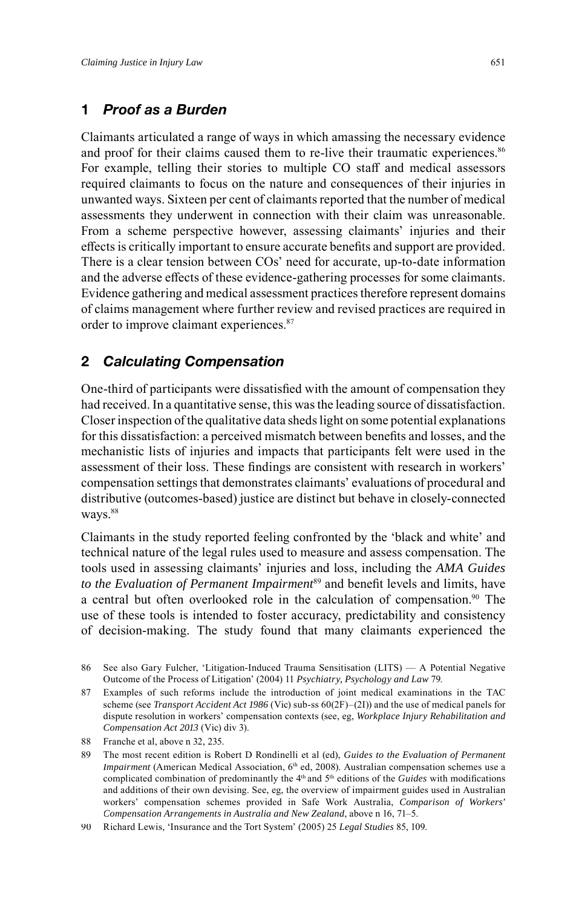### 1 *Proof as a Burden*

Claimants articulated a range of ways in which amassing the necessary evidence and proof for their claims caused them to re-live their traumatic experiences.[86] For example, telling their stories to multiple CO staff and medical assessors required claimants to focus on the nature and consequences of their injuries in unwanted ways. Sixteen per cent of claimants reported that the number of medical assessments they underwent in connection with their claim was unreasonable. From a scheme perspective however, assessing claimants' injuries and their effects is critically important to ensure accurate benefits and support are provided. There is a clear tension between COs' need for accurate, up-to-date information and the adverse effects of these evidence-gathering processes for some claimants. Evidence gathering and medical assessment practices therefore represent domains of claims management where further review and revised practices are required in order to improve claimant experiences.[87]

### 2 *Calculating Compensation*

One-third of participants were dissatisfied with the amount of compensation they had received. In a quantitative sense, this was the leading source of dissatisfaction. Closer inspection of the qualitative data sheds light on some potential explanations for this dissatisfaction: a perceived mismatch between benefits and losses, and the mechanistic lists of injuries and impacts that participants felt were used in the assessment of their loss. These findings are consistent with research in workers' compensation settings that demonstrates claimants' evaluations of procedural and distributive (outcomes-based) justice are distinct but behave in closely-connected ways.[88]

Claimants in the study reported feeling confronted by the 'black and white' and technical nature of the legal rules used to measure and assess compensation. The tools used in assessing claimants' injuries and loss, including the *AMA Guides to the Evaluation of Permanent Impairment*[89] and benefit levels and limits, have a central but often overlooked role in the calculation of compensation.[90] The use of these tools is intended to foster accuracy, predictability and consistency of decision-making. The study found that many claimants experienced the

---

86 See also Gary Fulcher, 'Litigation-Induced Trauma Sensitisation (LITS) — A Potential Negative Outcome of the Process of Litigation' (2004) 11 *Psychiatry, Psychology and Law* 79.

87 Examples of such reforms include the introduction of joint medical examinations in the TAC scheme (see *Transport Accident Act 1986* (Vic) sub-ss 60(2F)–(2I)) and the use of medical panels for dispute resolution in workers' compensation contexts (see, eg, *Workplace Injury Rehabilitation and Compensation Act 2013* (Vic) div 3).

88 Franche et al, above n 32, 235.

89 The most recent edition is Robert D Rondinelli et al (ed), *Guides to the Evaluation of Permanent Impairment* (American Medical Association, 6th ed, 2008). Australian compensation schemes use a complicated combination of predominantly the 4th and 5th editions of the *Guides* with modifications and additions of their own devising. See, eg, the overview of impairment guides used in Australian workers' compensation schemes provided in Safe Work Australia, *Comparison of Workers' Compensation Arrangements in Australia and New Zealand*, above n 16, 71–5.

90 Richard Lewis, 'Insurance and the Tort System' (2005) 25 *Legal Studies* 85, 109.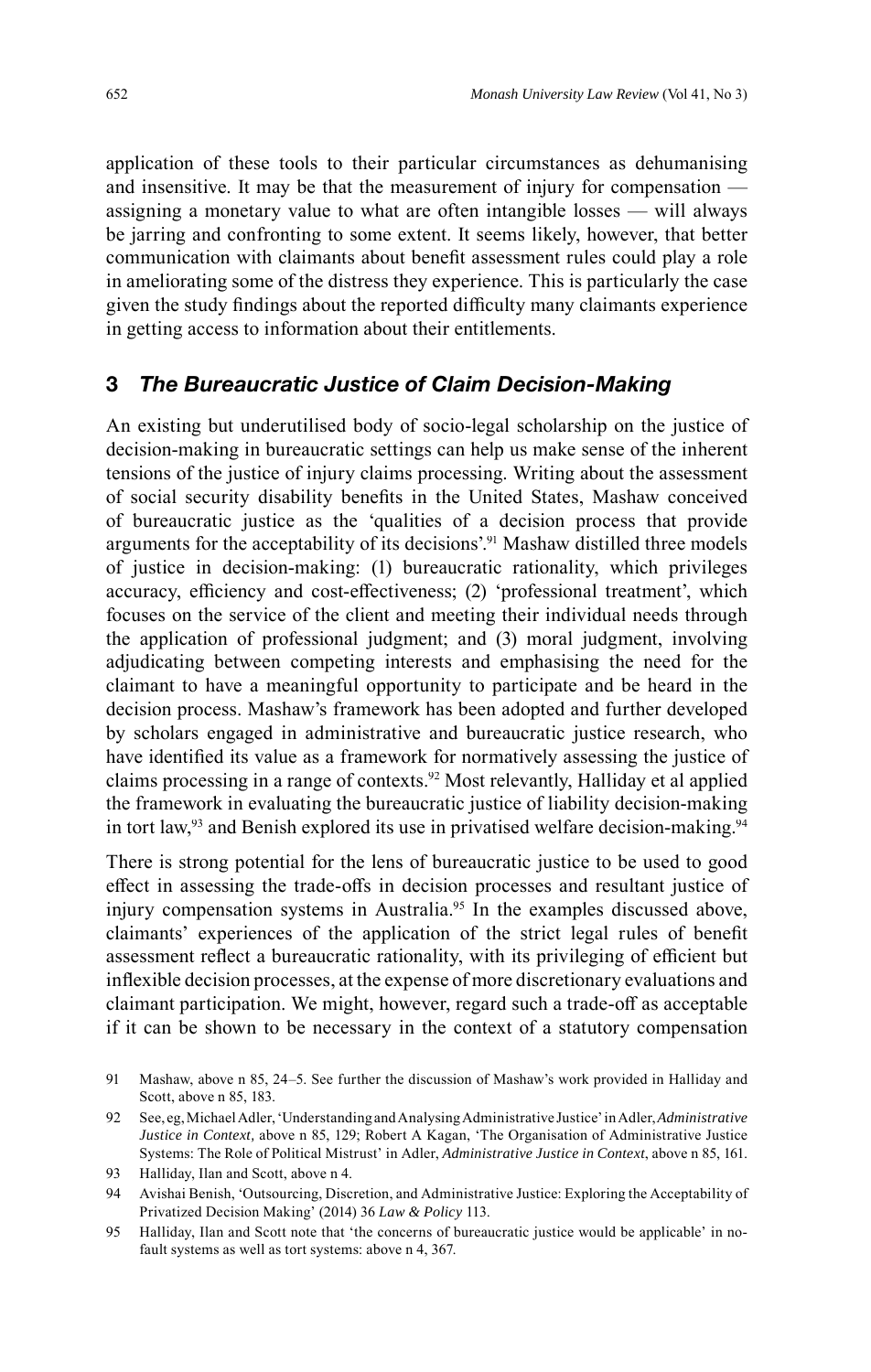application of these tools to their particular circumstances as dehumanising and insensitive. It may be that the measurement of injury for compensation — assigning a monetary value to what are often intangible losses — will always be jarring and confronting to some extent. It seems likely, however, that better communication with claimants about benefit assessment rules could play a role in ameliorating some of the distress they experience. This is particularly the case given the study findings about the reported difficulty many claimants experience in getting access to information about their entitlements.

## 3 *The Bureaucratic Justice of Claim Decision-Making*

An existing but underutilised body of socio-legal scholarship on the justice of decision-making in bureaucratic settings can help us make sense of the inherent tensions of the justice of injury claims processing. Writing about the assessment of social security disability benefits in the United States, Mashaw conceived of bureaucratic justice as the 'qualities of a decision process that provide arguments for the acceptability of its decisions'.[91] Mashaw distilled three models of justice in decision-making: (1) bureaucratic rationality, which privileges accuracy, efficiency and cost-effectiveness; (2) 'professional treatment', which focuses on the service of the client and meeting their individual needs through the application of professional judgment; and (3) moral judgment, involving adjudicating between competing interests and emphasising the need for the claimant to have a meaningful opportunity to participate and be heard in the decision process. Mashaw's framework has been adopted and further developed by scholars engaged in administrative and bureaucratic justice research, who have identified its value as a framework for normatively assessing the justice of claims processing in a range of contexts.[92] Most relevantly, Halliday et al applied the framework in evaluating the bureaucratic justice of liability decision-making in tort law,[93] and Benish explored its use in privatised welfare decision-making.[94]

There is strong potential for the lens of bureaucratic justice to be used to good effect in assessing the trade-offs in decision processes and resultant justice of injury compensation systems in Australia.[95] In the examples discussed above, claimants' experiences of the application of the strict legal rules of benefit assessment reflect a bureaucratic rationality, with its privileging of efficient but inflexible decision processes, at the expense of more discretionary evaluations and claimant participation. We might, however, regard such a trade-off as acceptable if it can be shown to be necessary in the context of a statutory compensation

91 Mashaw, above n 85, 24–5. See further the discussion of Mashaw's work provided in Halliday and Scott, above n 85, 183.

92 See, eg, Michael Adler, 'Understanding and Analysing Administrative Justice' in Adler, *Administrative Justice in Context*, above n 85, 129; Robert A Kagan, 'The Organisation of Administrative Justice Systems: The Role of Political Mistrust' in Adler, *Administrative Justice in Context*, above n 85, 161.

93 Halliday, Ilan and Scott, above n 4.

94 Avishai Benish, 'Outsourcing, Discretion, and Administrative Justice: Exploring the Acceptability of Privatized Decision Making' (2014) 36 *Law & Policy* 113.

95 Halliday, Ilan and Scott note that 'the concerns of bureaucratic justice would be applicable' in no-fault systems as well as tort systems: above n 4, 367.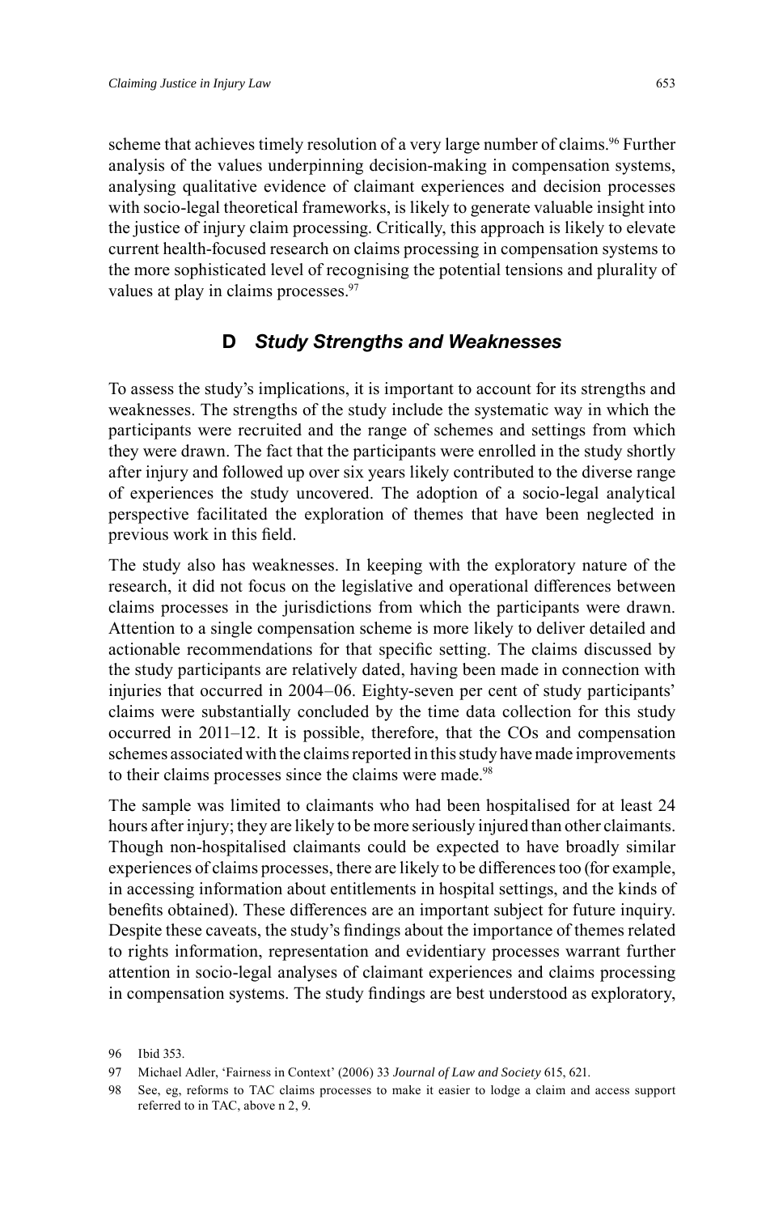scheme that achieves timely resolution of a very large number of claims.[96] Further analysis of the values underpinning decision-making in compensation systems, analysing qualitative evidence of claimant experiences and decision processes with socio-legal theoretical frameworks, is likely to generate valuable insight into the justice of injury claim processing. Critically, this approach is likely to elevate current health-focused research on claims processing in compensation systems to the more sophisticated level of recognising the potential tensions and plurality of values at play in claims processes.[97]

## D *Study Strengths and Weaknesses*

To assess the study's implications, it is important to account for its strengths and weaknesses. The strengths of the study include the systematic way in which the participants were recruited and the range of schemes and settings from which they were drawn. The fact that the participants were enrolled in the study shortly after injury and followed up over six years likely contributed to the diverse range of experiences the study uncovered. The adoption of a socio-legal analytical perspective facilitated the exploration of themes that have been neglected in previous work in this field.

The study also has weaknesses. In keeping with the exploratory nature of the research, it did not focus on the legislative and operational differences between claims processes in the jurisdictions from which the participants were drawn. Attention to a single compensation scheme is more likely to deliver detailed and actionable recommendations for that specific setting. The claims discussed by the study participants are relatively dated, having been made in connection with injuries that occurred in 2004–06. Eighty-seven per cent of study participants' claims were substantially concluded by the time data collection for this study occurred in 2011–12. It is possible, therefore, that the COs and compensation schemes associated with the claims reported in this study have made improvements to their claims processes since the claims were made.[98]

The sample was limited to claimants who had been hospitalised for at least 24 hours after injury; they are likely to be more seriously injured than other claimants. Though non-hospitalised claimants could be expected to have broadly similar experiences of claims processes, there are likely to be differences too (for example, in accessing information about entitlements in hospital settings, and the kinds of benefits obtained). These differences are an important subject for future inquiry. Despite these caveats, the study's findings about the importance of themes related to rights information, representation and evidentiary processes warrant further attention in socio-legal analyses of claimant experiences and claims processing in compensation systems. The study findings are best understood as exploratory,

96 Ibid 353.

97 Michael Adler, 'Fairness in Context' (2006) 33 *Journal of Law and Society* 615, 621.

98 See, eg, reforms to TAC claims processes to make it easier to lodge a claim and access support referred to in TAC, above n 2, 9.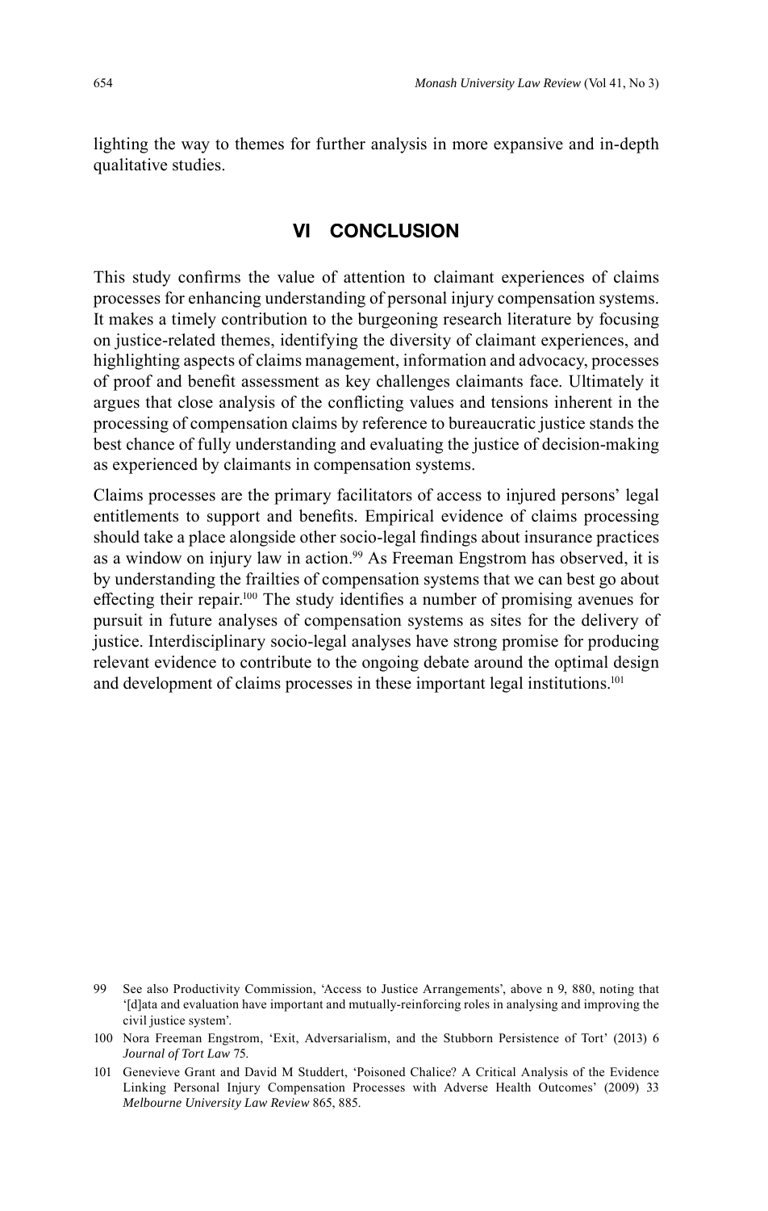lighting the way to themes for further analysis in more expansive and in-depth qualitative studies.

## VI CONCLUSION

This study confirms the value of attention to claimant experiences of claims processes for enhancing understanding of personal injury compensation systems. It makes a timely contribution to the burgeoning research literature by focusing on justice-related themes, identifying the diversity of claimant experiences, and highlighting aspects of claims management, information and advocacy, processes of proof and benefit assessment as key challenges claimants face. Ultimately it argues that close analysis of the conflicting values and tensions inherent in the processing of compensation claims by reference to bureaucratic justice stands the best chance of fully understanding and evaluating the justice of decision-making as experienced by claimants in compensation systems.

Claims processes are the primary facilitators of access to injured persons' legal entitlements to support and benefits. Empirical evidence of claims processing should take a place alongside other socio-legal findings about insurance practices as a window on injury law in action.[99] As Freeman Engstrom has observed, it is by understanding the frailties of compensation systems that we can best go about effecting their repair.[100] The study identifies a number of promising avenues for pursuit in future analyses of compensation systems as sites for the delivery of justice. Interdisciplinary socio-legal analyses have strong promise for producing relevant evidence to contribute to the ongoing debate around the optimal design and development of claims processes in these important legal institutions.[101]

---

99 See also Productivity Commission, 'Access to Justice Arrangements', above n 9, 880, noting that '[d]ata and evaluation have important and mutually-reinforcing roles in analysing and improving the civil justice system'.

100 Nora Freeman Engstrom, 'Exit, Adversarialism, and the Stubborn Persistence of Tort' (2013) 6 *Journal of Tort Law* 75.

101 Genevieve Grant and David M Studdert, 'Poisoned Chalice? A Critical Analysis of the Evidence Linking Personal Injury Compensation Processes with Adverse Health Outcomes' (2009) 33 *Melbourne University Law Review* 865, 885.